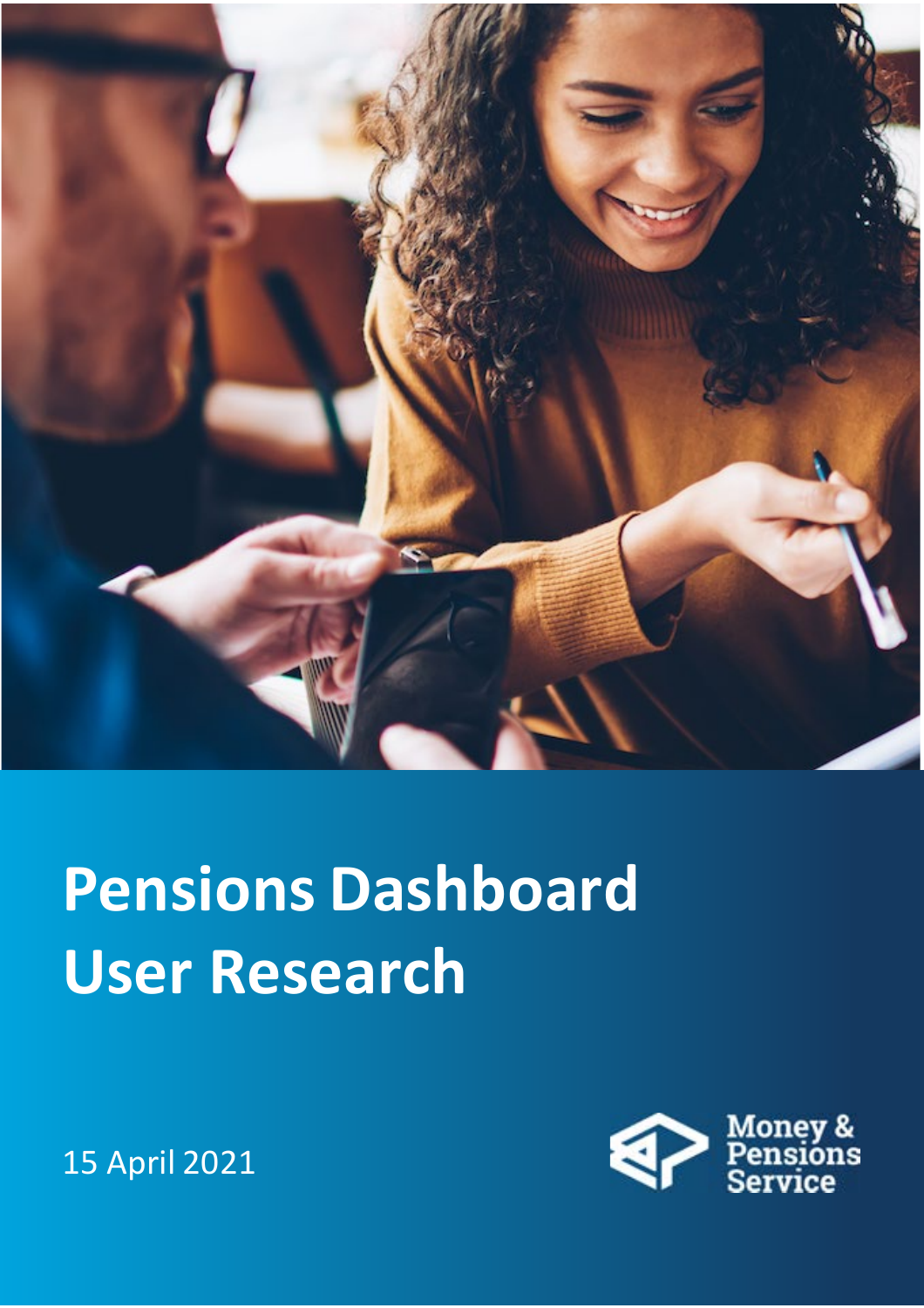# Pensions Dashboard User Research

15 April 2021

Money & Pensions Service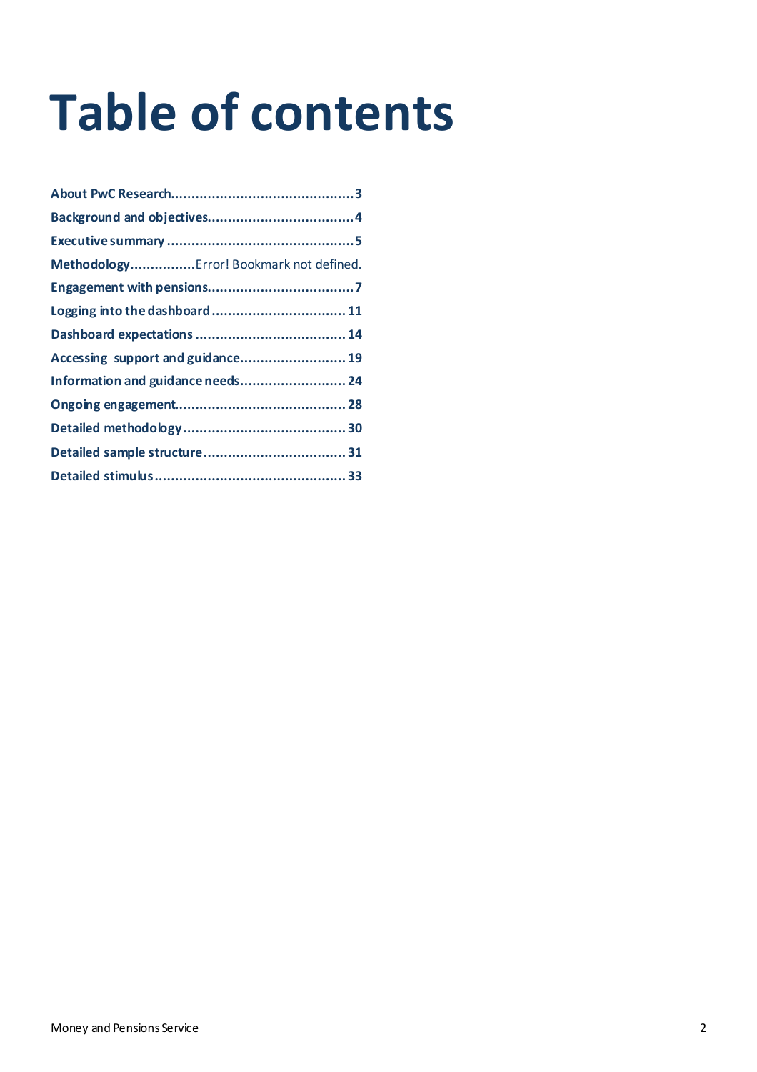# Table of contents

About PwC Research.............................................3
Background and objectives....................................4
Executive summary ..............................................5
Methodology................Error! Bookmark not defined.
Engagement with pensions....................................7
Logging into the dashboard ................................. 11
Dashboard expectations ..................................... 14
Accessing support and guidance.......................... 19
Information and guidance needs.......................... 24
Ongoing engagement.......................................... 28
Detailed methodology ........................................ 30
Detailed sample structure ................................... 31
Detailed stimulus ............................................... 33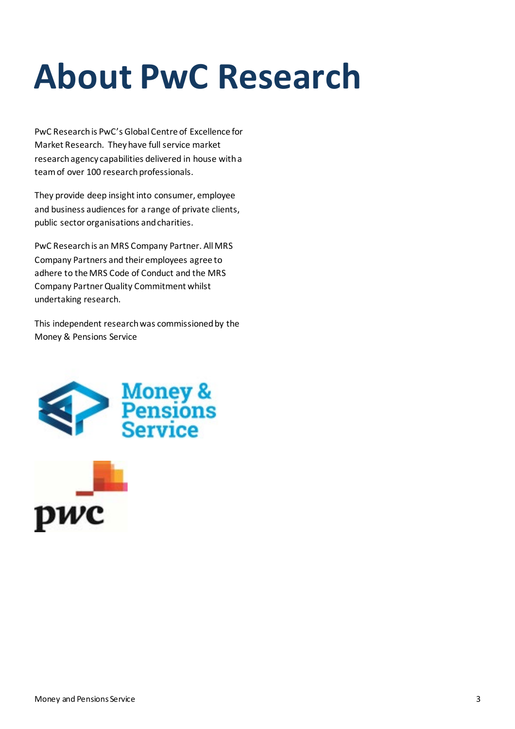# About PwC Research

PwC Research is PwC's Global Centre of Excellence for Market Research. They have full service market research agency capabilities delivered in house with a team of over 100 research professionals.

They provide deep insight into consumer, employee and business audiences for a range of private clients, public sector organisations and charities.

PwC Research is an MRS Company Partner. All MRS Company Partners and their employees agree to adhere to the MRS Code of Conduct and the MRS Company Partner Quality Commitment whilst undertaking research.

This independent research was commissioned by the Money & Pensions Service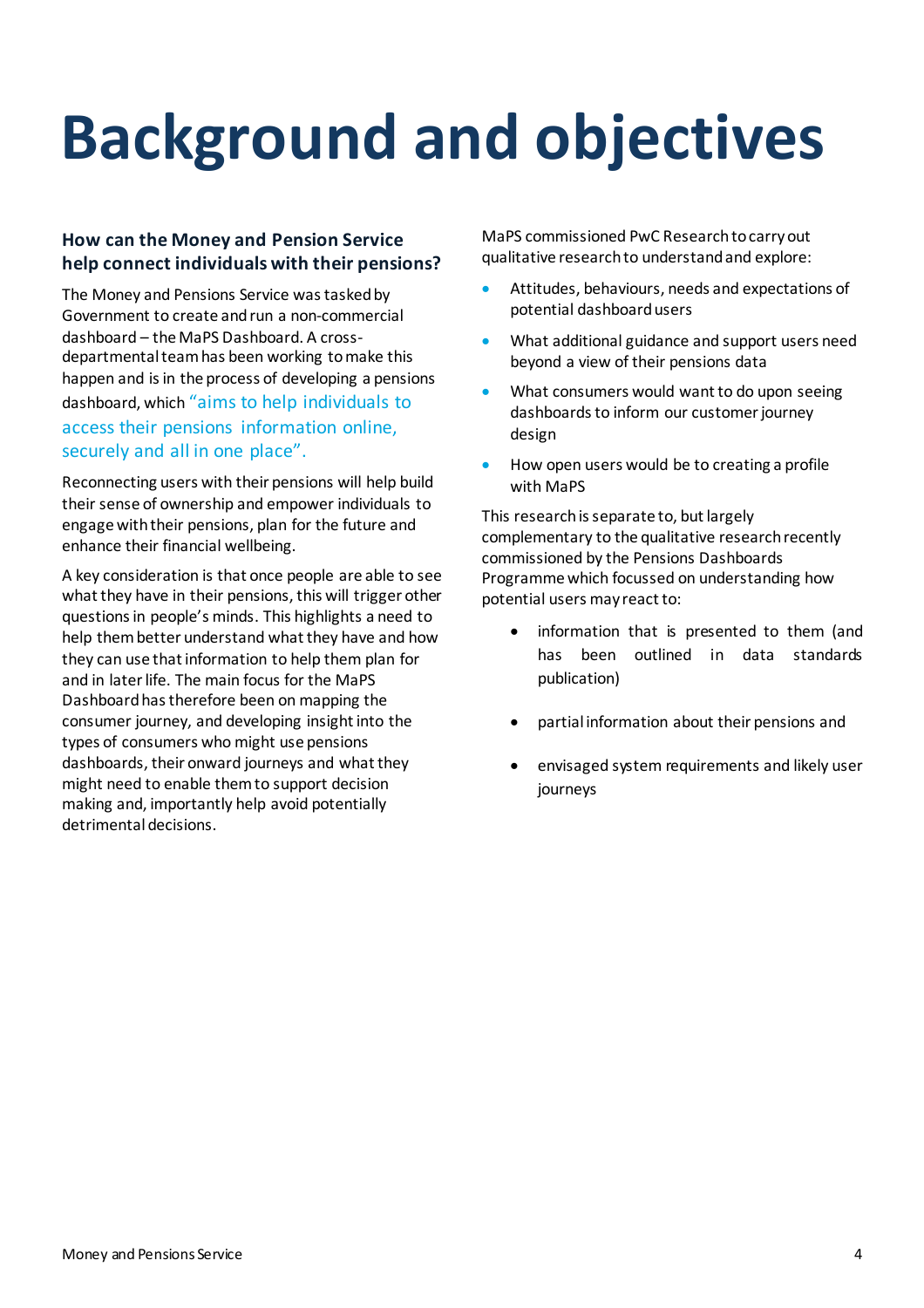# Background and objectives

### How can the Money and Pension Service help connect individuals with their pensions?

The Money and Pensions Service was tasked by Government to create and run a non-commercial dashboard – the MaPS Dashboard. A cross-departmental team has been working to make this happen and is in the process of developing a pensions dashboard, which "aims to help individuals to access their pensions information online, securely and all in one place".

Reconnecting users with their pensions will help build their sense of ownership and empower individuals to engage with their pensions, plan for the future and enhance their financial wellbeing.

A key consideration is that once people are able to see what they have in their pensions, this will trigger other questions in people's minds. This highlights a need to help them better understand what they have and how they can use that information to help them plan for and in later life. The main focus for the MaPS Dashboard has therefore been on mapping the consumer journey, and developing insight into the types of consumers who might use pensions dashboards, their onward journeys and what they might need to enable them to support decision making and, importantly help avoid potentially detrimental decisions.

MaPS commissioned PwC Research to carry out qualitative research to understand and explore:

- Attitudes, behaviours, needs and expectations of potential dashboard users
- What additional guidance and support users need beyond a view of their pensions data
- What consumers would want to do upon seeing dashboards to inform our customer journey design
- How open users would be to creating a profile with MaPS

This research is separate to, but largely complementary to the qualitative research recently commissioned by the Pensions Dashboards Programme which focussed on understanding how potential users may react to:

- information that is presented to them (and has been outlined in data standards publication)
- partial information about their pensions and
- envisaged system requirements and likely user journeys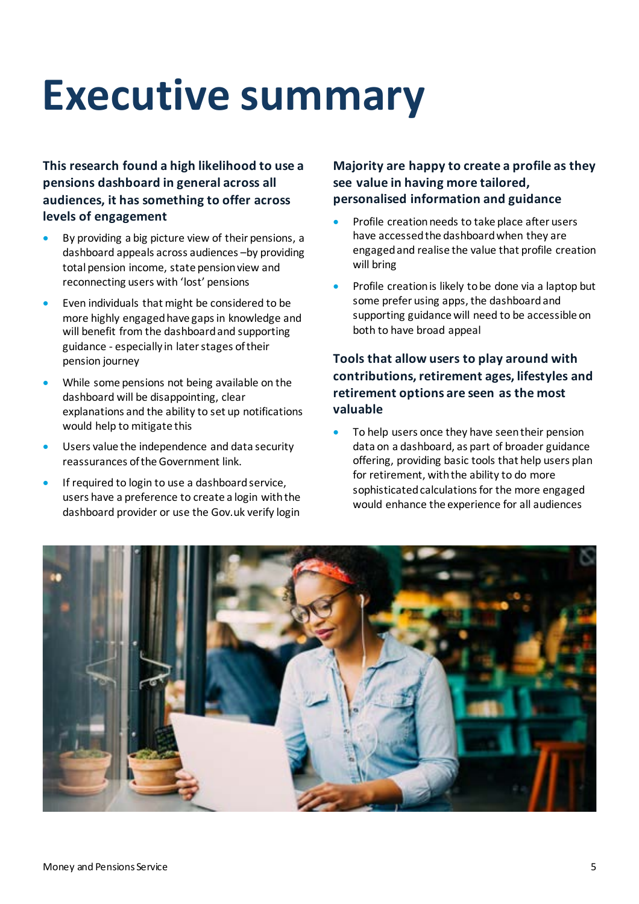# Executive summary

**This research found a high likelihood to use a pensions dashboard in general across all audiences, it has something to offer across levels of engagement**

- By providing a big picture view of their pensions, a dashboard appeals across audiences –by providing total pension income, state pension view and reconnecting users with 'lost' pensions
- Even individuals that might be considered to be more highly engaged have gaps in knowledge and will benefit from the dashboard and supporting guidance - especially in later stages of their pension journey
- While some pensions not being available on the dashboard will be disappointing, clear explanations and the ability to set up notifications would help to mitigate this
- Users value the independence and data security reassurances of the Government link.
- If required to login to use a dashboard service, users have a preference to create a login with the dashboard provider or use the Gov.uk verify login

**Majority are happy to create a profile as they see value in having more tailored, personalised information and guidance**

- Profile creation needs to take place after users have accessed the dashboard when they are engaged and realise the value that profile creation will bring
- Profile creation is likely to be done via a laptop but some prefer using apps, the dashboard and supporting guidance will need to be accessible on both to have broad appeal

**Tools that allow users to play around with contributions, retirement ages, lifestyles and retirement options are seen as the most valuable**

- To help users once they have seen their pension data on a dashboard, as part of broader guidance offering, providing basic tools that help users plan for retirement, with the ability to do more sophisticated calculations for the more engaged would enhance the experience for all audiences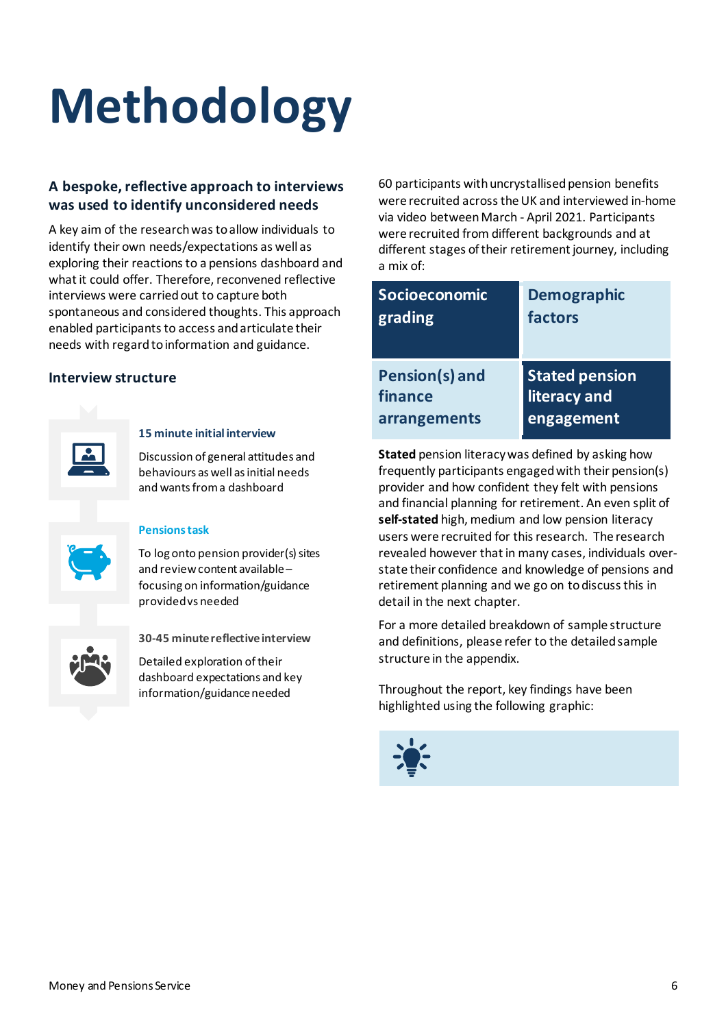# Methodology

### A bespoke, reflective approach to interviews was used to identify unconsidered needs

A key aim of the research was to allow individuals to identify their own needs/expectations as well as exploring their reactions to a pensions dashboard and what it could offer. Therefore, reconvened reflective interviews were carried out to capture both spontaneous and considered thoughts. This approach enabled participants to access and articulate their needs with regard to information and guidance.

### Interview structure

**15 minute initial interview**

Discussion of general attitudes and behaviours as well as initial needs and wants from a dashboard

**Pensions task**

To log onto pension provider(s) sites and review content available – focusing on information/guidance provided vs needed

**30-45 minute reflective interview**

Detailed exploration of their dashboard expectations and key information/guidance needed

60 participants with uncrystallised pension benefits were recruited across the UK and interviewed in-home via video between March - April 2021. Participants were recruited from different backgrounds and at different stages of their retirement journey, including a mix of:

- Socioeconomic grading
- Demographic factors
- Pension(s) and finance arrangements
- Stated pension literacy and engagement

**Stated** pension literacy was defined by asking how frequently participants engaged with their pension(s) provider and how confident they felt with pensions and financial planning for retirement. An even split of **self-stated** high, medium and low pension literacy users were recruited for this research. The research revealed however that in many cases, individuals over-state their confidence and knowledge of pensions and retirement planning and we go on to discuss this in detail in the next chapter.

For a more detailed breakdown of sample structure and definitions, please refer to the detailed sample structure in the appendix.

Throughout the report, key findings have been highlighted using the following graphic: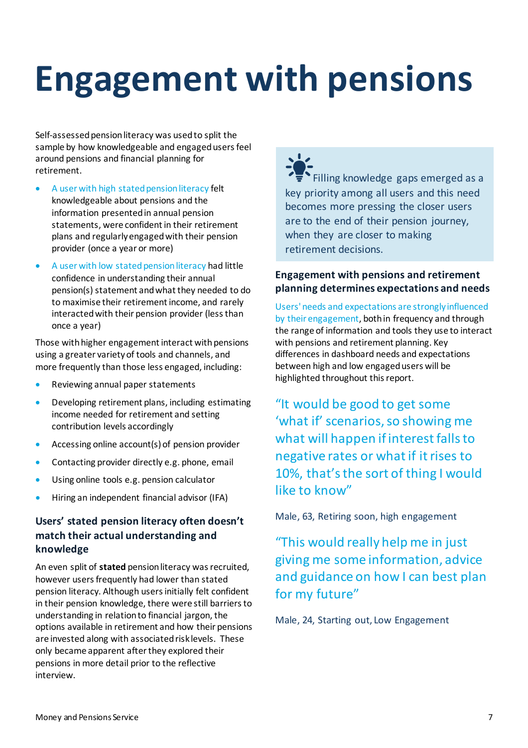# Engagement with pensions

Self-assessed pension literacy was used to split the sample by how knowledgeable and engaged users feel around pensions and financial planning for retirement.

- A user with high stated pension literacy felt knowledgeable about pensions and the information presented in annual pension statements, were confident in their retirement plans and regularly engaged with their pension provider (once a year or more)
- A user with low stated pension literacy had little confidence in understanding their annual pension(s) statement and what they needed to do to maximise their retirement income, and rarely interacted with their pension provider (less than once a year)

Those with higher engagement interact with pensions using a greater variety of tools and channels, and more frequently than those less engaged, including:

- Reviewing annual paper statements
- Developing retirement plans, including estimating income needed for retirement and setting contribution levels accordingly
- Accessing online account(s) of pension provider
- Contacting provider directly e.g. phone, email
- Using online tools e.g. pension calculator
- Hiring an independent financial advisor (IFA)

### Users' stated pension literacy often doesn't match their actual understanding and knowledge

An even split of **stated** pension literacy was recruited, however users frequently had lower than stated pension literacy. Although users initially felt confident in their pension knowledge, there were still barriers to understanding in relation to financial jargon, the options available in retirement and how their pensions are invested along with associated risk levels. These only became apparent after they explored their pensions in more detail prior to the reflective interview.

Filling knowledge gaps emerged as a key priority among all users and this need becomes more pressing the closer users are to the end of their pension journey, when they are closer to making retirement decisions.

### Engagement with pensions and retirement planning determines expectations and needs

Users' needs and expectations are strongly influenced by their engagement, both in frequency and through the range of information and tools they use to interact with pensions and retirement planning. Key differences in dashboard needs and expectations between high and low engaged users will be highlighted throughout this report.

"It would be good to get some 'what if' scenarios, so showing me what will happen if interest falls to negative rates or what if it rises to 10%, that's the sort of thing I would like to know"

Male, 63, Retiring soon, high engagement

"This would really help me in just giving me some information, advice and guidance on how I can best plan for my future"

Male, 24, Starting out, Low Engagement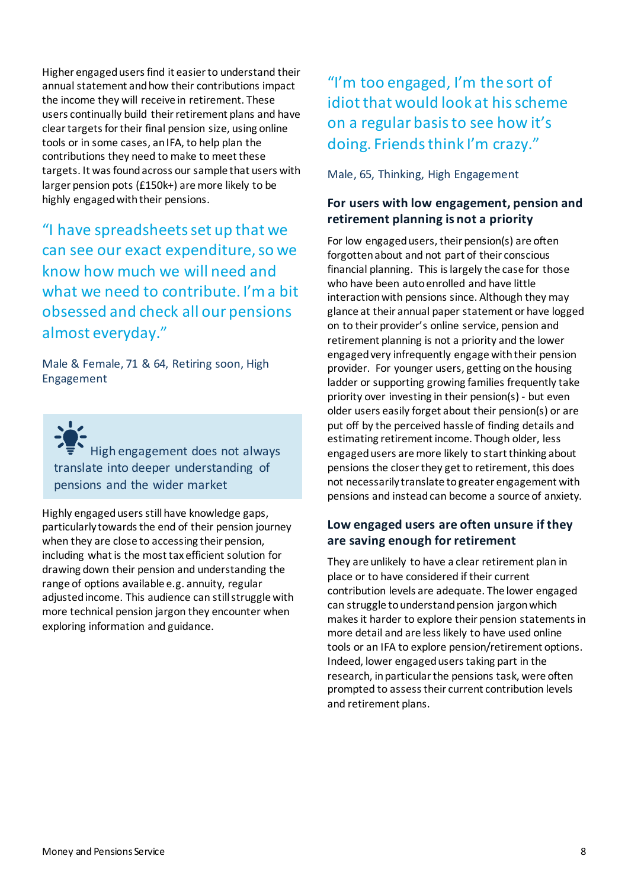Higher engaged users find it easier to understand their annual statement and how their contributions impact the income they will receive in retirement. These users continually build their retirement plans and have clear targets for their final pension size, using online tools or in some cases, an IFA, to help plan the contributions they need to make to meet these targets. It was found across our sample that users with larger pension pots (£150k+) are more likely to be highly engaged with their pensions.

> "I have spreadsheets set up that we can see our exact expenditure, so we know how much we will need and what we need to contribute. I'm a bit obsessed and check all our pensions almost everyday."
>
> Male & Female, 71 & 64, Retiring soon, High Engagement

> High engagement does not always translate into deeper understanding of pensions and the wider market

Highly engaged users still have knowledge gaps, particularly towards the end of their pension journey when they are close to accessing their pension, including what is the most tax efficient solution for drawing down their pension and understanding the range of options available e.g. annuity, regular adjusted income. This audience can still struggle with more technical pension jargon they encounter when exploring information and guidance.

> "I'm too engaged, I'm the sort of idiot that would look at his scheme on a regular basis to see how it's doing. Friends think I'm crazy."
>
> Male, 65, Thinking, High Engagement

### For users with low engagement, pension and retirement planning is not a priority

For low engaged users, their pension(s) are often forgotten about and not part of their conscious financial planning. This is largely the case for those who have been auto enrolled and have little interaction with pensions since. Although they may glance at their annual paper statement or have logged on to their provider's online service, pension and retirement planning is not a priority and the lower engaged very infrequently engage with their pension provider. For younger users, getting on the housing ladder or supporting growing families frequently take priority over investing in their pension(s) - but even older users easily forget about their pension(s) or are put off by the perceived hassle of finding details and estimating retirement income. Though older, less engaged users are more likely to start thinking about pensions the closer they get to retirement, this does not necessarily translate to greater engagement with pensions and instead can become a source of anxiety.

### Low engaged users are often unsure if they are saving enough for retirement

They are unlikely to have a clear retirement plan in place or to have considered if their current contribution levels are adequate. The lower engaged can struggle to understand pension jargon which makes it harder to explore their pension statements in more detail and are less likely to have used online tools or an IFA to explore pension/retirement options. Indeed, lower engaged users taking part in the research, in particular the pensions task, were often prompted to assess their current contribution levels and retirement plans.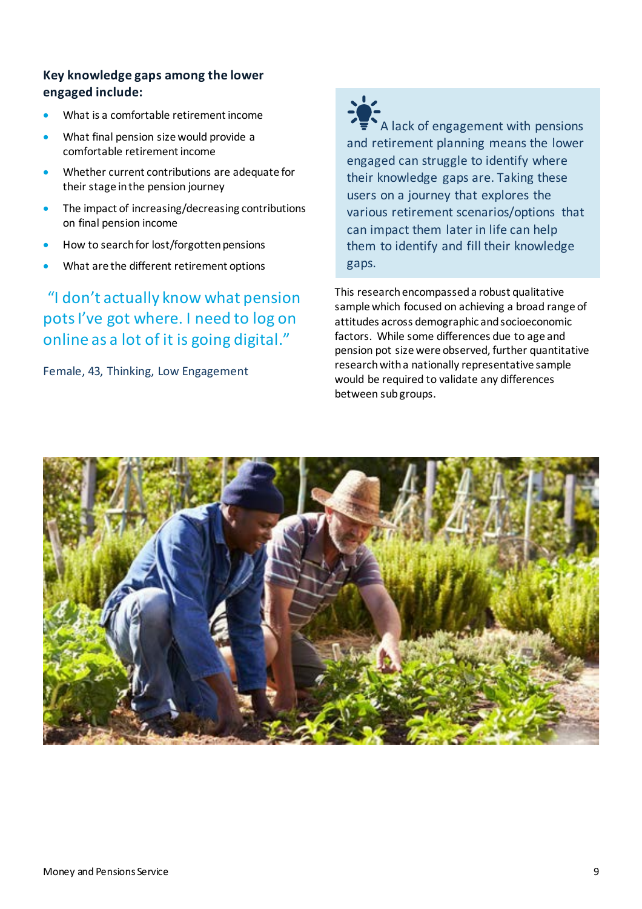**Key knowledge gaps among the lower engaged include:**

- What is a comfortable retirement income
- What final pension size would provide a comfortable retirement income
- Whether current contributions are adequate for their stage in the pension journey
- The impact of increasing/decreasing contributions on final pension income
- How to search for lost/forgotten pensions
- What are the different retirement options

"I don't actually know what pension pots I've got where. I need to log on online as a lot of it is going digital."

Female, 43, Thinking, Low Engagement

A lack of engagement with pensions and retirement planning means the lower engaged can struggle to identify where their knowledge gaps are. Taking these users on a journey that explores the various retirement scenarios/options that can impact them later in life can help them to identify and fill their knowledge gaps.

This research encompassed a robust qualitative sample which focused on achieving a broad range of attitudes across demographic and socioeconomic factors. While some differences due to age and pension pot size were observed, further quantitative research with a nationally representative sample would be required to validate any differences between sub groups.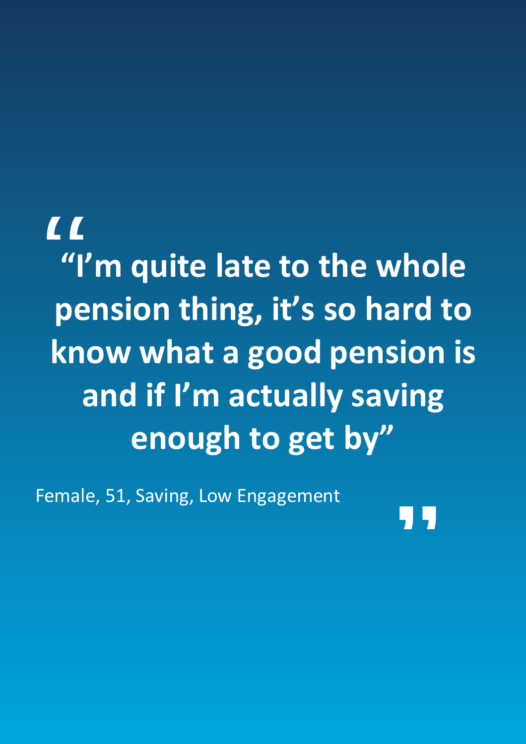**“I’m quite late to the whole pension thing, it’s so hard to know what a good pension is and if I’m actually saving enough to get by”**

Female, 51, Saving, Low Engagement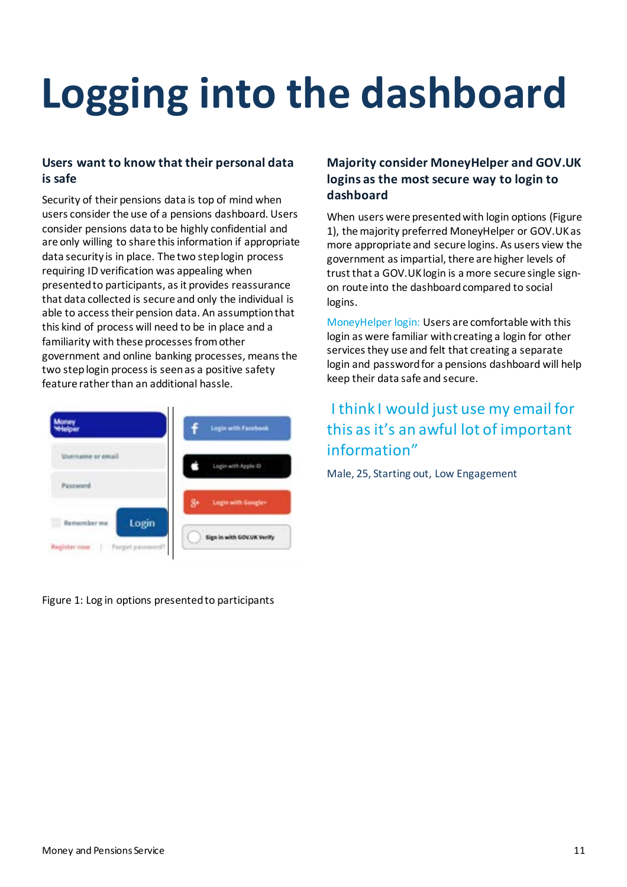# Logging into the dashboard

### Users want to know that their personal data is safe

Security of their pensions data is top of mind when users consider the use of a pensions dashboard. Users consider pensions data to be highly confidential and are only willing to share this information if appropriate data security is in place. The two step login process requiring ID verification was appealing when presented to participants, as it provides reassurance that data collected is secure and only the individual is able to access their pension data. An assumption that this kind of process will need to be in place and a familiarity with these processes from other government and online banking processes, means the two step login process is seen as a positive safety feature rather than an additional hassle.

Figure 1: Log in options presented to participants

### Majority consider MoneyHelper and GOV.UK logins as the most secure way to login to dashboard

When users were presented with login options (Figure 1), the majority preferred MoneyHelper or GOV.UK as more appropriate and secure logins. As users view the government as impartial, there are higher levels of trust that a GOV.UK login is a more secure single sign-on route into the dashboard compared to social logins.

MoneyHelper login: Users are comfortable with this login as were familiar with creating a login for other services they use and felt that creating a separate login and password for a pensions dashboard will help keep their data safe and secure.

> I think I would just use my email for this as it's an awful lot of important information"

Male, 25, Starting out, Low Engagement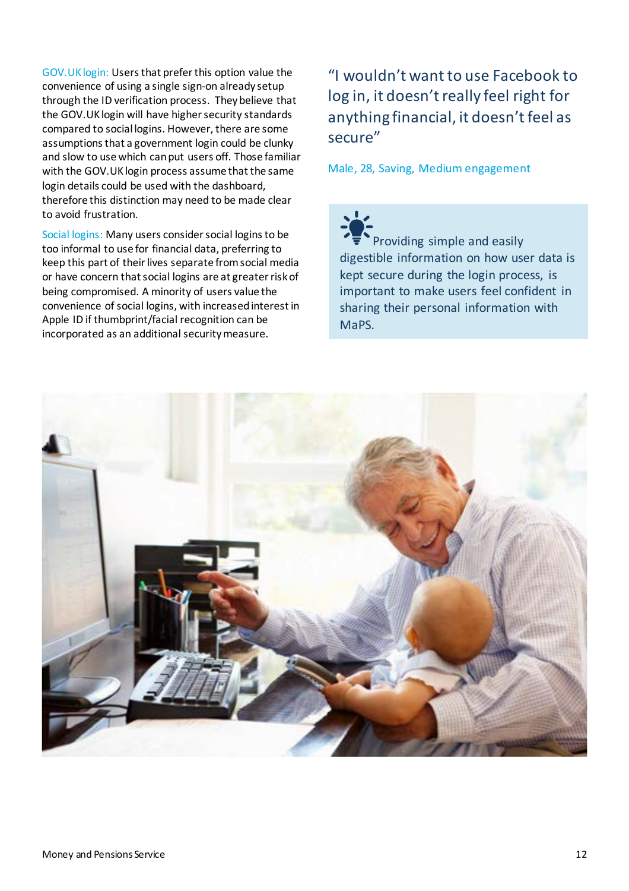GOV.UK login: Users that prefer this option value the convenience of using a single sign-on already setup through the ID verification process. They believe that the GOV.UK login will have higher security standards compared to social logins. However, there are some assumptions that a government login could be clunky and slow to use which can put users off. Those familiar with the GOV.UK login process assume that the same login details could be used with the dashboard, therefore this distinction may need to be made clear to avoid frustration.

Social logins: Many users consider social logins to be too informal to use for financial data, preferring to keep this part of their lives separate from social media or have concern that social logins are at greater risk of being compromised. A minority of users value the convenience of social logins, with increased interest in Apple ID if thumbprint/facial recognition can be incorporated as an additional security measure.

"I wouldn't want to use Facebook to log in, it doesn't really feel right for anything financial, it doesn't feel as secure"

Male, 28, Saving, Medium engagement

Providing simple and easily digestible information on how user data is kept secure during the login process, is important to make users feel confident in sharing their personal information with MaPS.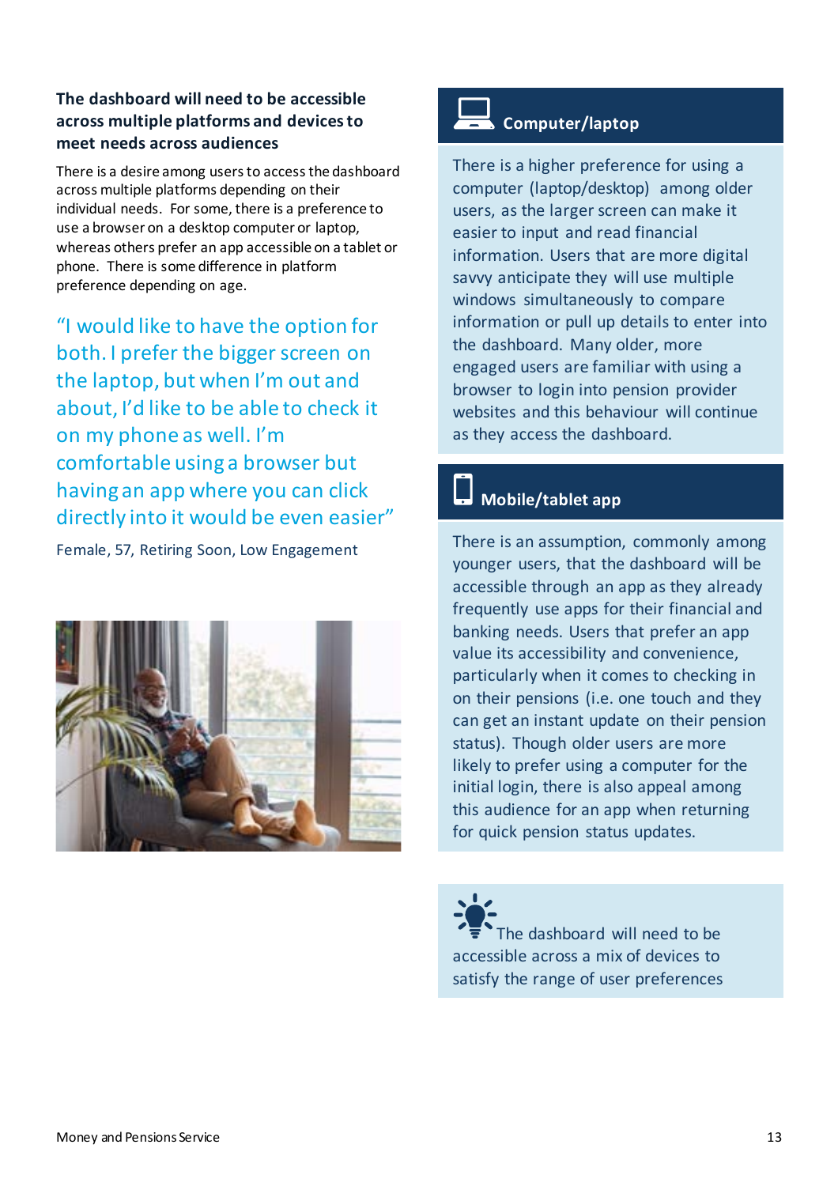## The dashboard will need to be accessible across multiple platforms and devices to meet needs across audiences

There is a desire among users to access the dashboard across multiple platforms depending on their individual needs. For some, there is a preference to use a browser on a desktop computer or laptop, whereas others prefer an app accessible on a tablet or phone. There is some difference in platform preference depending on age.

> "I would like to have the option for both. I prefer the bigger screen on the laptop, but when I'm out and about, I'd like to be able to check it on my phone as well. I'm comfortable using a browser but having an app where you can click directly into it would be even easier"

Female, 57, Retiring Soon, Low Engagement

### Computer/laptop

There is a higher preference for using a computer (laptop/desktop) among older users, as the larger screen can make it easier to input and read financial information. Users that are more digital savvy anticipate they will use multiple windows simultaneously to compare information or pull up details to enter into the dashboard. Many older, more engaged users are familiar with using a browser to login into pension provider websites and this behaviour will continue as they access the dashboard.

### Mobile/tablet app

There is an assumption, commonly among younger users, that the dashboard will be accessible through an app as they already frequently use apps for their financial and banking needs. Users that prefer an app value its accessibility and convenience, particularly when it comes to checking in on their pensions (i.e. one touch and they can get an instant update on their pension status). Though older users are more likely to prefer using a computer for the initial login, there is also appeal among this audience for an app when returning for quick pension status updates.

The dashboard will need to be accessible across a mix of devices to satisfy the range of user preferences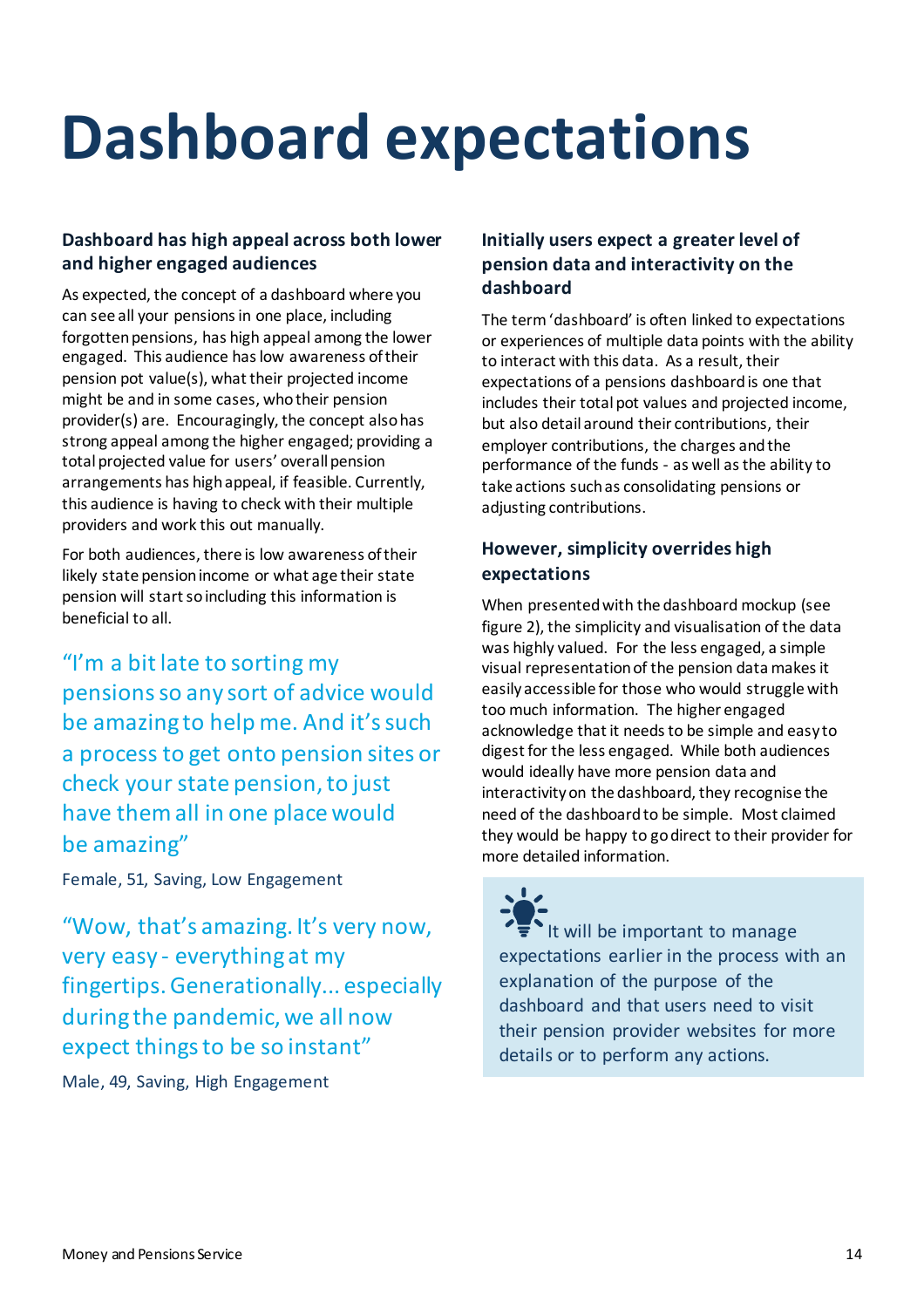# Dashboard expectations

### Dashboard has high appeal across both lower and higher engaged audiences

As expected, the concept of a dashboard where you can see all your pensions in one place, including forgotten pensions, has high appeal among the lower engaged. This audience has low awareness of their pension pot value(s), what their projected income might be and in some cases, who their pension provider(s) are. Encouragingly, the concept also has strong appeal among the higher engaged; providing a total projected value for users' overall pension arrangements has high appeal, if feasible. Currently, this audience is having to check with their multiple providers and work this out manually.

For both audiences, there is low awareness of their likely state pension income or what age their state pension will start so including this information is beneficial to all.

"I'm a bit late to sorting my pensions so any sort of advice would be amazing to help me. And it's such a process to get onto pension sites or check your state pension, to just have them all in one place would be amazing"

Female, 51, Saving, Low Engagement

"Wow, that's amazing. It's very now, very easy - everything at my fingertips. Generationally... especially during the pandemic, we all now expect things to be so instant"

Male, 49, Saving, High Engagement

### Initially users expect a greater level of pension data and interactivity on the dashboard

The term 'dashboard' is often linked to expectations or experiences of multiple data points with the ability to interact with this data. As a result, their expectations of a pensions dashboard is one that includes their total pot values and projected income, but also detail around their contributions, their employer contributions, the charges and the performance of the funds - as well as the ability to take actions such as consolidating pensions or adjusting contributions.

### However, simplicity overrides high expectations

When presented with the dashboard mockup (see figure 2), the simplicity and visualisation of the data was highly valued. For the less engaged, a simple visual representation of the pension data makes it easily accessible for those who would struggle with too much information. The higher engaged acknowledge that it needs to be simple and easy to digest for the less engaged. While both audiences would ideally have more pension data and interactivity on the dashboard, they recognise the need of the dashboard to be simple. Most claimed they would be happy to go direct to their provider for more detailed information.

It will be important to manage expectations earlier in the process with an explanation of the purpose of the dashboard and that users need to visit their pension provider websites for more details or to perform any actions.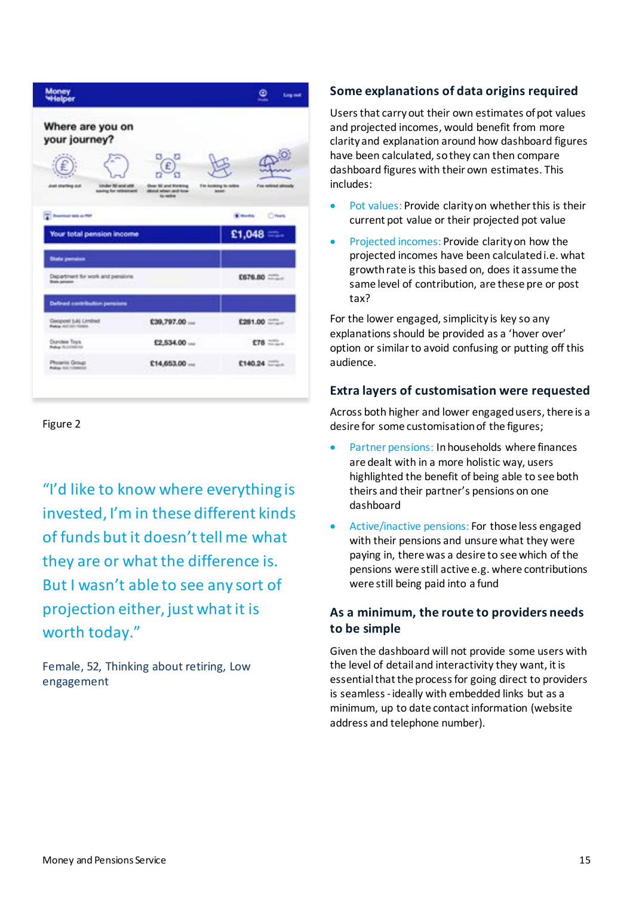Figure 2

"I'd like to know where everything is invested, I'm in these different kinds of funds but it doesn't tell me what they are or what the difference is. But I wasn't able to see any sort of projection either, just what it is worth today."

Female, 52, Thinking about retiring, Low engagement

## Some explanations of data origins required

Users that carry out their own estimates of pot values and projected incomes, would benefit from more clarity and explanation around how dashboard figures have been calculated, so they can then compare dashboard figures with their own estimates. This includes:

- Pot values: Provide clarity on whether this is their current pot value or their projected pot value
- Projected incomes: Provide clarity on how the projected incomes have been calculated i.e. what growth rate is this based on, does it assume the same level of contribution, are these pre or post tax?

For the lower engaged, simplicity is key so any explanations should be provided as a 'hover over' option or similar to avoid confusing or putting off this audience.

## Extra layers of customisation were requested

Across both higher and lower engaged users, there is a desire for some customisation of the figures;

- Partner pensions: In households where finances are dealt with in a more holistic way, users highlighted the benefit of being able to see both theirs and their partner's pensions on one dashboard
- Active/inactive pensions: For those less engaged with their pensions and unsure what they were paying in, there was a desire to see which of the pensions were still active e.g. where contributions were still being paid into a fund

## As a minimum, the route to providers needs to be simple

Given the dashboard will not provide some users with the level of detail and interactivity they want, it is essential that the process for going direct to providers is seamless - ideally with embedded links but as a minimum, up to date contact information (website address and telephone number).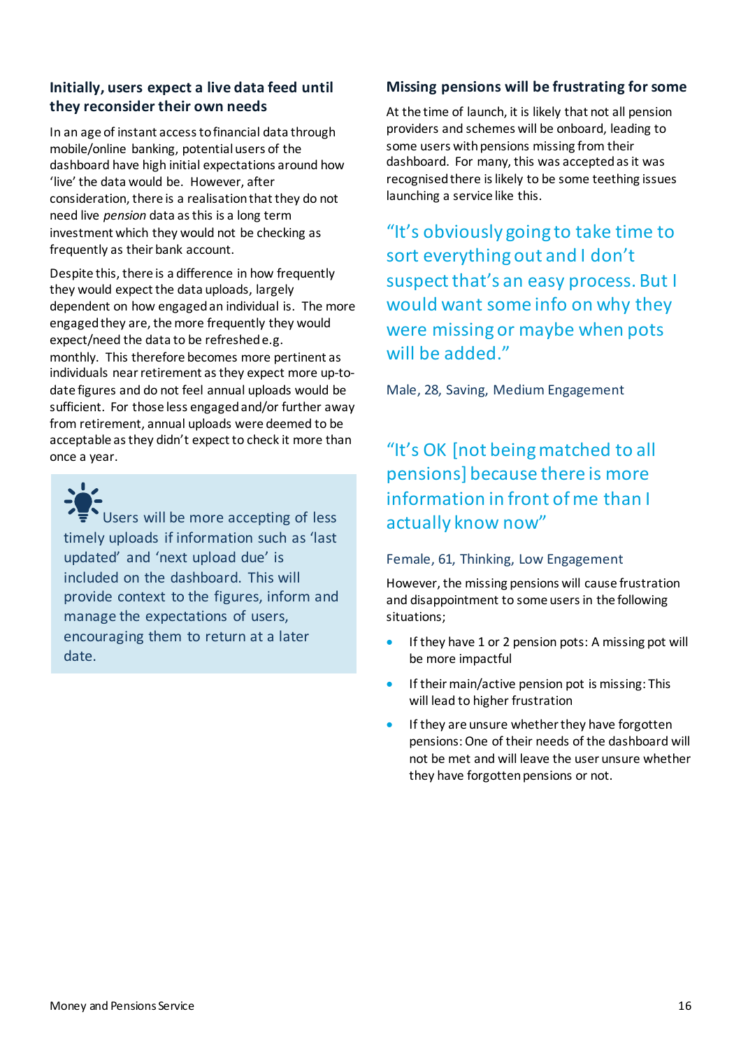### Initially, users expect a live data feed until they reconsider their own needs

In an age of instant access to financial data through mobile/online banking, potential users of the dashboard have high initial expectations around how 'live' the data would be. However, after consideration, there is a realisation that they do not need live *pension* data as this is a long term investment which they would not be checking as frequently as their bank account.

Despite this, there is a difference in how frequently they would expect the data uploads, largely dependent on how engaged an individual is. The more engaged they are, the more frequently they would expect/need the data to be refreshed e.g. monthly. This therefore becomes more pertinent as individuals near retirement as they expect more up-to-date figures and do not feel annual uploads would be sufficient. For those less engaged and/or further away from retirement, annual uploads were deemed to be acceptable as they didn't expect to check it more than once a year.

> Users will be more accepting of less timely uploads if information such as 'last updated' and 'next upload due' is included on the dashboard. This will provide context to the figures, inform and manage the expectations of users, encouraging them to return at a later date.

### Missing pensions will be frustrating for some

At the time of launch, it is likely that not all pension providers and schemes will be onboard, leading to some users with pensions missing from their dashboard. For many, this was accepted as it was recognised there is likely to be some teething issues launching a service like this.

> "It's obviously going to take time to sort everything out and I don't suspect that's an easy process. But I would want some info on why they were missing or maybe when pots will be added."
>
> Male, 28, Saving, Medium Engagement

> "It's OK [not being matched to all pensions] because there is more information in front of me than I actually know now"
>
> Female, 61, Thinking, Low Engagement

However, the missing pensions will cause frustration and disappointment to some users in the following situations;

- If they have 1 or 2 pension pots: A missing pot will be more impactful
- If their main/active pension pot is missing: This will lead to higher frustration
- If they are unsure whether they have forgotten pensions: One of their needs of the dashboard will not be met and will leave the user unsure whether they have forgotten pensions or not.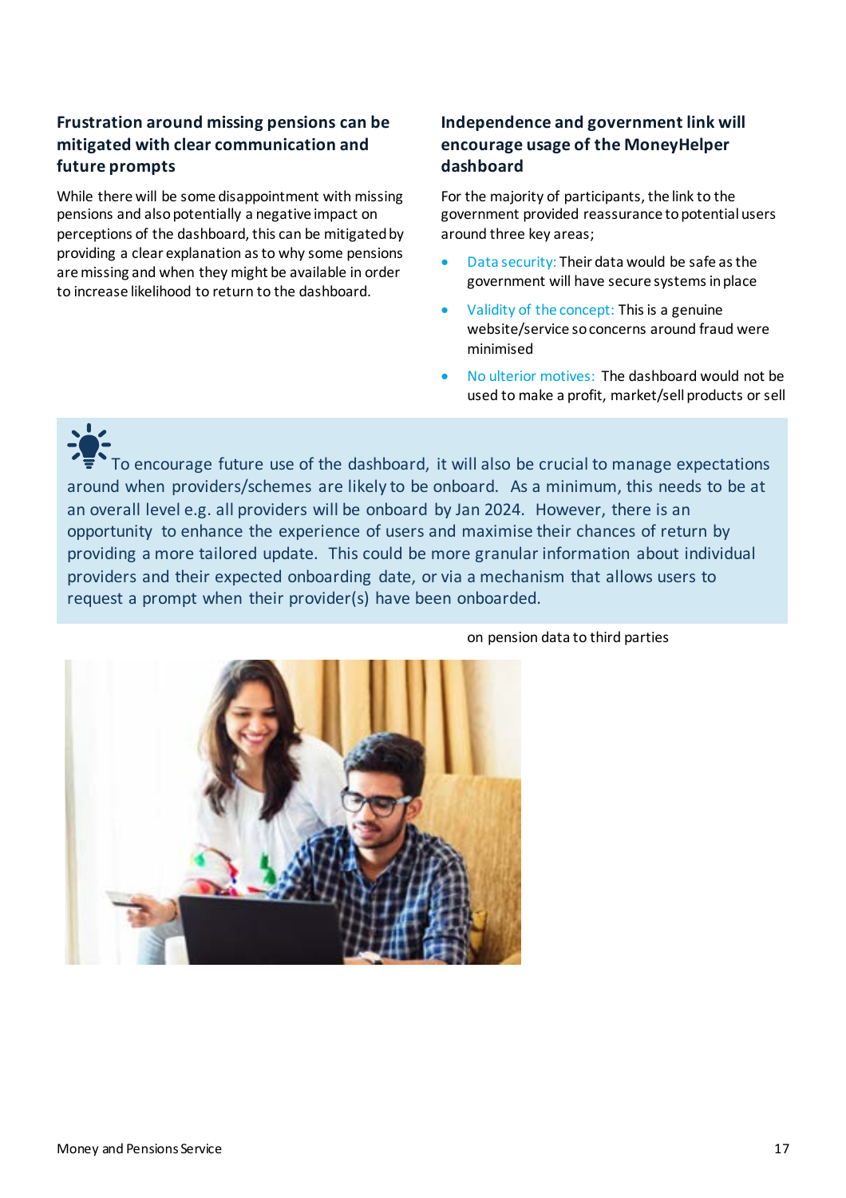### Frustration around missing pensions can be mitigated with clear communication and future prompts

While there will be some disappointment with missing pensions and also potentially a negative impact on perceptions of the dashboard, this can be mitigated by providing a clear explanation as to why some pensions are missing and when they might be available in order to increase likelihood to return to the dashboard.

### Independence and government link will encourage usage of the MoneyHelper dashboard

For the majority of participants, the link to the government provided reassurance to potential users around three key areas;

- Data security: Their data would be safe as the government will have secure systems in place
- Validity of the concept: This is a genuine website/service so concerns around fraud were minimised
- No ulterior motives: The dashboard would not be used to make a profit, market/sell products or sell on pension data to third parties

To encourage future use of the dashboard, it will also be crucial to manage expectations around when providers/schemes are likely to be onboard. As a minimum, this needs to be at an overall level e.g. all providers will be onboard by Jan 2024. However, there is an opportunity to enhance the experience of users and maximise their chances of return by providing a more tailored update. This could be more granular information about individual providers and their expected onboarding date, or via a mechanism that allows users to request a prompt when their provider(s) have been onboarded.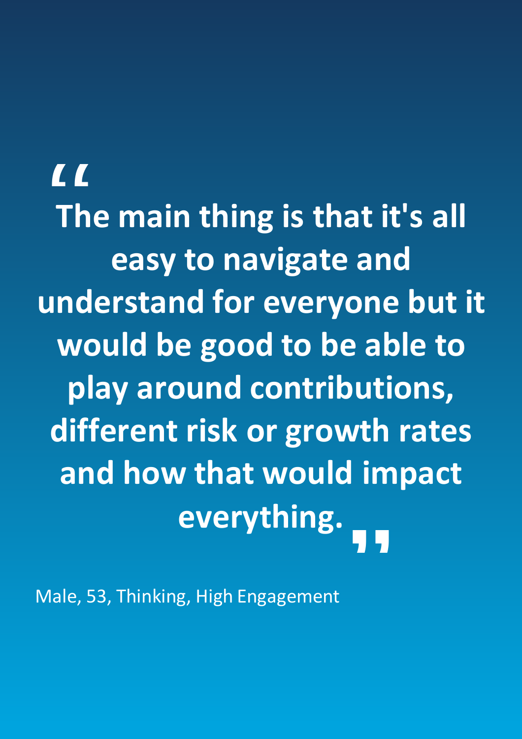> **"The main thing is that it's all easy to navigate and understand for everyone but it would be good to be able to play around contributions, different risk or growth rates and how that would impact everything."**

Male, 53, Thinking, High Engagement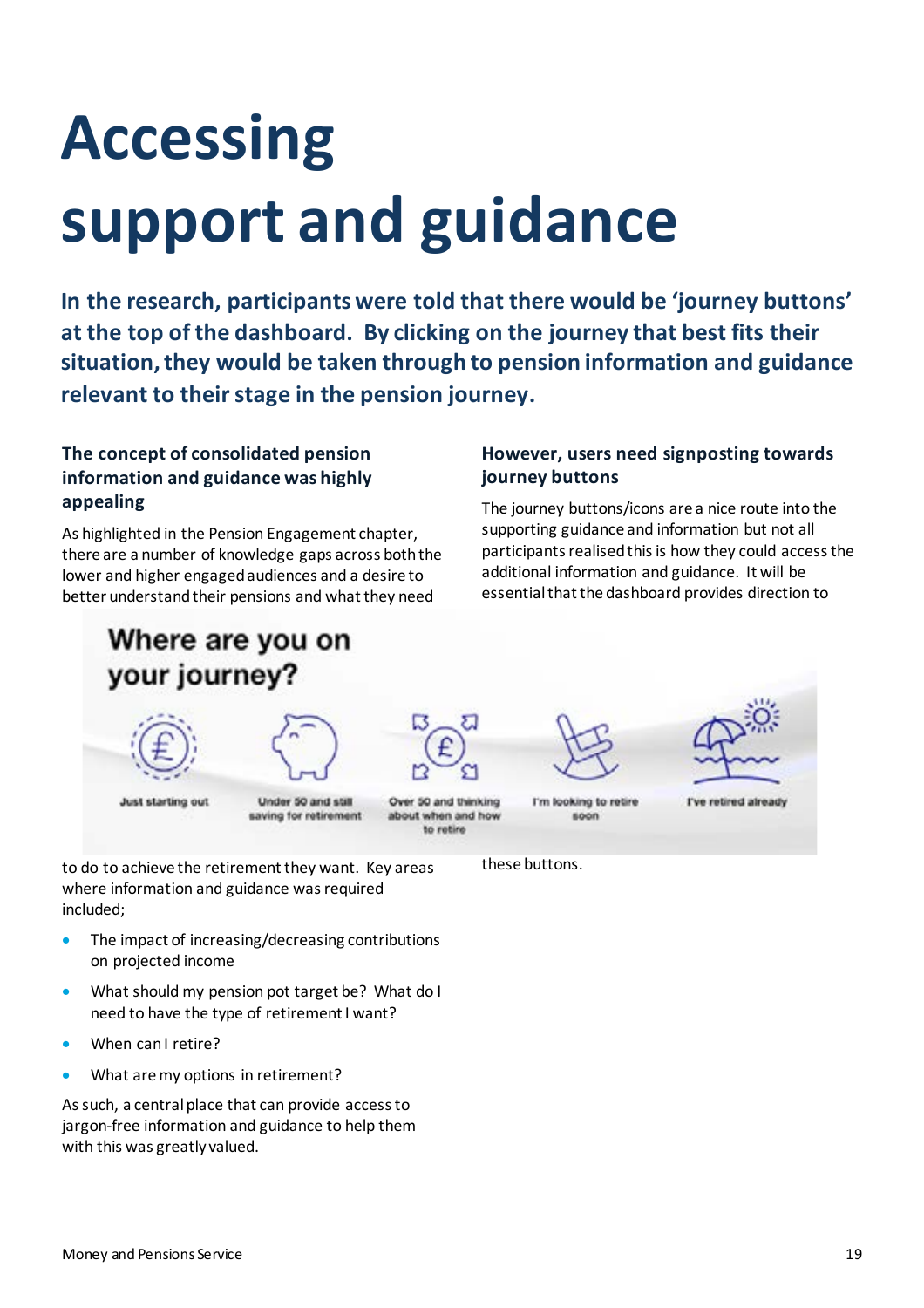# Accessing support and guidance

**In the research, participants were told that there would be 'journey buttons' at the top of the dashboard. By clicking on the journey that best fits their situation, they would be taken through to pension information and guidance relevant to their stage in the pension journey.**

### The concept of consolidated pension information and guidance was highly appealing

As highlighted in the Pension Engagement chapter, there are a number of knowledge gaps across both the lower and higher engaged audiences and a desire to better understand their pensions and what they need to do to achieve the retirement they want. Key areas where information and guidance was required included;

- The impact of increasing/decreasing contributions on projected income
- What should my pension pot target be? What do I need to have the type of retirement I want?
- When can I retire?
- What are my options in retirement?

As such, a central place that can provide access to jargon-free information and guidance to help them with this was greatly valued.

### However, users need signposting towards journey buttons

The journey buttons/icons are a nice route into the supporting guidance and information but not all participants realised this is how they could access the additional information and guidance. It will be essential that the dashboard provides direction to these buttons.

**Where are you on your journey?**

Just starting out | Under 50 and still saving for retirement | Over 50 and thinking about when and how to retire | I'm looking to retire soon | I've retired already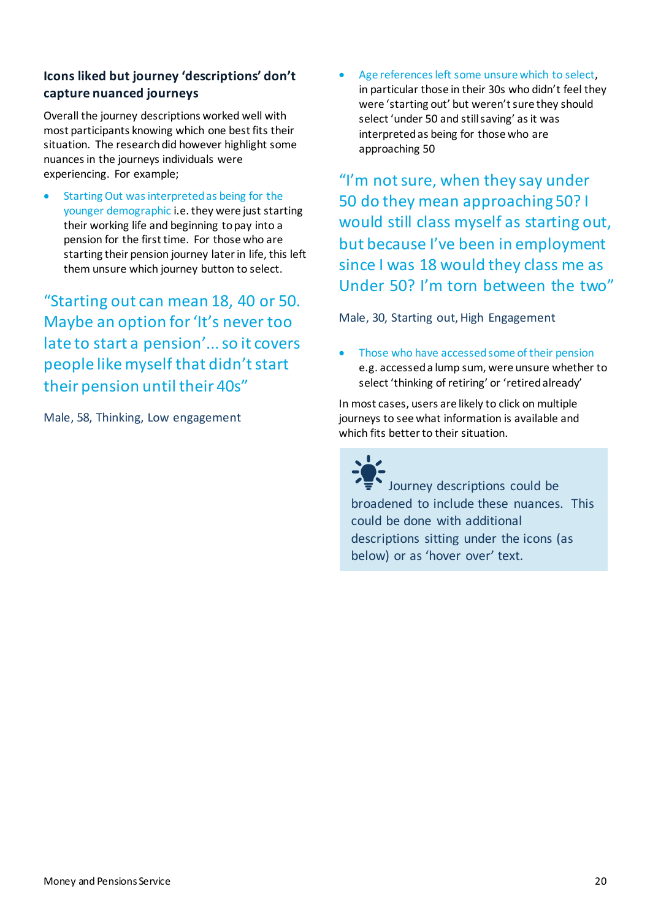### Icons liked but journey 'descriptions' don't capture nuanced journeys

Overall the journey descriptions worked well with most participants knowing which one best fits their situation. The research did however highlight some nuances in the journeys individuals were experiencing. For example;

- Starting Out was interpreted as being for the younger demographic i.e. they were just starting their working life and beginning to pay into a pension for the first time. For those who are starting their pension journey later in life, this left them unsure which journey button to select.

"Starting out can mean 18, 40 or 50. Maybe an option for 'It's never too late to start a pension'... so it covers people like myself that didn't start their pension until their 40s"

Male, 58, Thinking, Low engagement

- Age references left some unsure which to select, in particular those in their 30s who didn't feel they were 'starting out' but weren't sure they should select 'under 50 and still saving' as it was interpreted as being for those who are approaching 50

"I'm not sure, when they say under 50 do they mean approaching 50? I would still class myself as starting out, but because I've been in employment since I was 18 would they class me as Under 50? I'm torn between the two"

Male, 30, Starting out, High Engagement

- Those who have accessed some of their pension e.g. accessed a lump sum, were unsure whether to select 'thinking of retiring' or 'retired already'

In most cases, users are likely to click on multiple journeys to see what information is available and which fits better to their situation.

Journey descriptions could be broadened to include these nuances. This could be done with additional descriptions sitting under the icons (as below) or as 'hover over' text.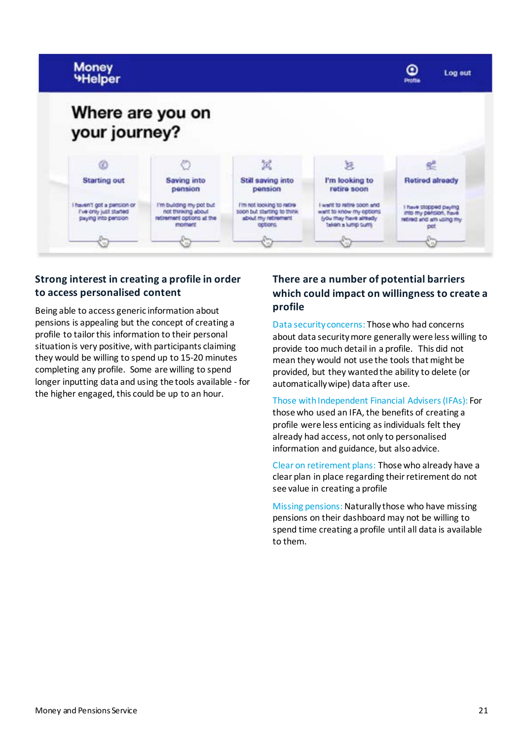Money Helper

Log out

Where are you on your journey?

| Starting out | Saving into pension | Still saving into pension | I'm looking to retire soon | Retired already |
|---|---|---|---|---|
| I haven't got a pension or I've only just started paying into pension | I'm building my pot but not thinking about retirement options at the moment | I'm not looking to retire soon but starting to think about my retirement options | I want to retire soon and want to know my options (you may have already taken a lump sum) | I have stopped paying into my pension, have retired and am using my pot |

## Strong interest in creating a profile in order to access personalised content

Being able to access generic information about pensions is appealing but the concept of creating a profile to tailor this information to their personal situation is very positive, with participants claiming they would be willing to spend up to 15-20 minutes completing any profile. Some are willing to spend longer inputting data and using the tools available - for the higher engaged, this could be up to an hour.

## There are a number of potential barriers which could impact on willingness to create a profile

Data security concerns: Those who had concerns about data security more generally were less willing to provide too much detail in a profile. This did not mean they would not use the tools that might be provided, but they wanted the ability to delete (or automatically wipe) data after use.

Those with Independent Financial Advisers (IFAs): For those who used an IFA, the benefits of creating a profile were less enticing as individuals felt they already had access, not only to personalised information and guidance, but also advice.

Clear on retirement plans: Those who already have a clear plan in place regarding their retirement do not see value in creating a profile

Missing pensions: Naturally those who have missing pensions on their dashboard may not be willing to spend time creating a profile until all data is available to them.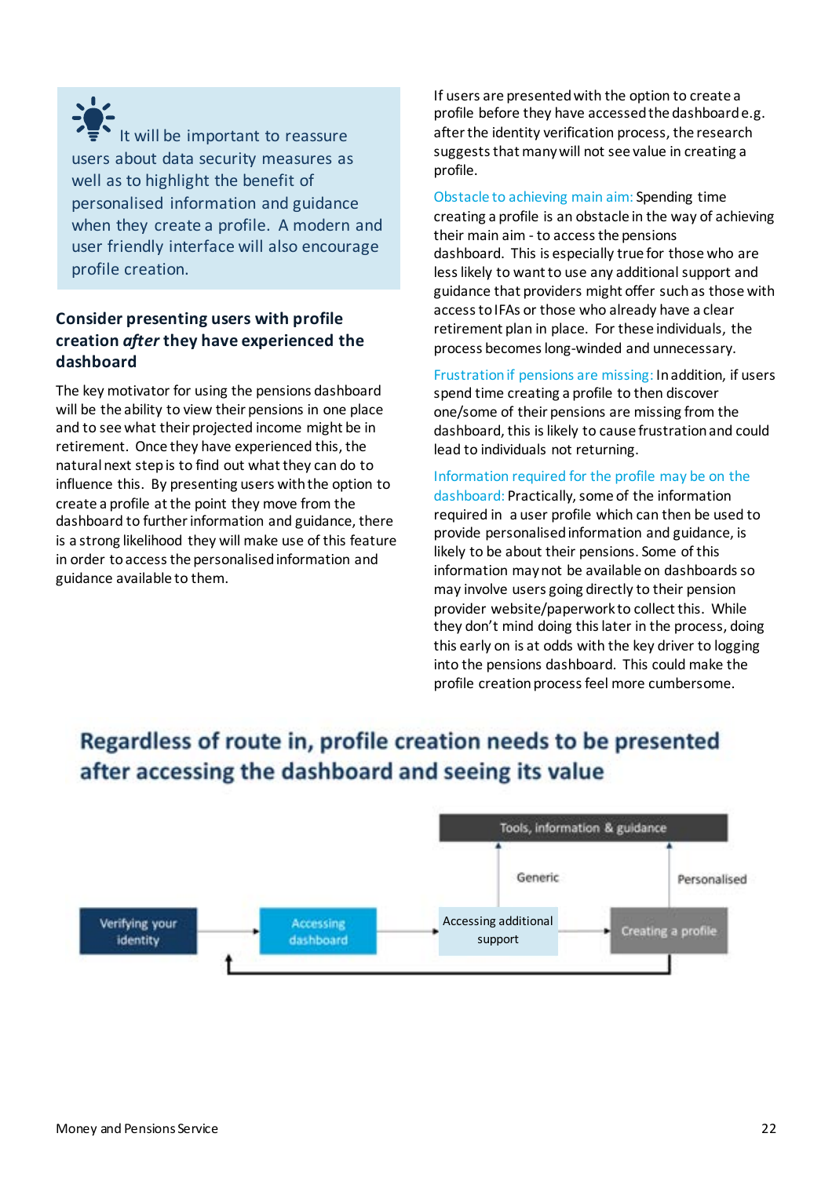It will be important to reassure users about data security measures as well as to highlight the benefit of personalised information and guidance when they create a profile. A modern and user friendly interface will also encourage profile creation.

### Consider presenting users with profile creation *after* they have experienced the dashboard

The key motivator for using the pensions dashboard will be the ability to view their pensions in one place and to see what their projected income might be in retirement. Once they have experienced this, the natural next step is to find out what they can do to influence this. By presenting users with the option to create a profile at the point they move from the dashboard to further information and guidance, there is a strong likelihood they will make use of this feature in order to access the personalised information and guidance available to them.

If users are presented with the option to create a profile before they have accessed the dashboard e.g. after the identity verification process, the research suggests that many will not see value in creating a profile.

Obstacle to achieving main aim: Spending time creating a profile is an obstacle in the way of achieving their main aim - to access the pensions dashboard. This is especially true for those who are less likely to want to use any additional support and guidance that providers might offer such as those with access to IFAs or those who already have a clear retirement plan in place. For these individuals, the process becomes long-winded and unnecessary.

Frustration if pensions are missing: In addition, if users spend time creating a profile to then discover one/some of their pensions are missing from the dashboard, this is likely to cause frustration and could lead to individuals not returning.

Information required for the profile may be on the dashboard: Practically, some of the information required in a user profile which can then be used to provide personalised information and guidance, is likely to be about their pensions. Some of this information may not be available on dashboards so may involve users going directly to their pension provider website/paperwork to collect this. While they don't mind doing this later in the process, doing this early on is at odds with the key driver to logging into the pensions dashboard. This could make the profile creation process feel more cumbersome.

## Regardless of route in, profile creation needs to be presented after accessing the dashboard and seeing its value

Verifying your identity → Accessing dashboard → Accessing additional support → Creating a profile (→ back to Accessing dashboard)

Accessing additional support → Generic → Tools, information & guidance

Creating a profile → Personalised → Tools, information & guidance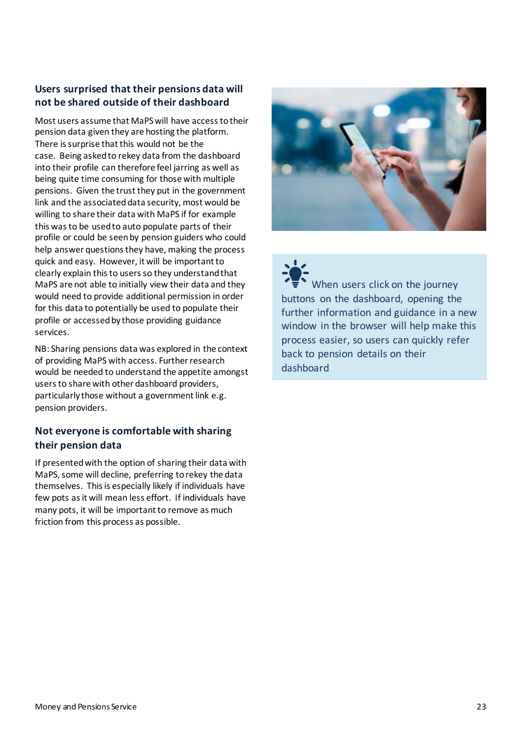### Users surprised that their pensions data will not be shared outside of their dashboard

Most users assume that MaPS will have access to their pension data given they are hosting the platform. There is surprise that this would not be the case. Being asked to rekey data from the dashboard into their profile can therefore feel jarring as well as being quite time consuming for those with multiple pensions. Given the trust they put in the government link and the associated data security, most would be willing to share their data with MaPS if for example this was to be used to auto populate parts of their profile or could be seen by pension guiders who could help answer questions they have, making the process quick and easy. However, it will be important to clearly explain this to users so they understand that MaPS are not able to initially view their data and they would need to provide additional permission in order for this data to potentially be used to populate their profile or accessed by those providing guidance services.

NB: Sharing pensions data was explored in the context of providing MaPS with access. Further research would be needed to understand the appetite amongst users to share with other dashboard providers, particularly those without a government link e.g. pension providers.

### Not everyone is comfortable with sharing their pension data

If presented with the option of sharing their data with MaPS, some will decline, preferring to rekey the data themselves. This is especially likely if individuals have few pots as it will mean less effort. If individuals have many pots, it will be important to remove as much friction from this process as possible.

When users click on the journey buttons on the dashboard, opening the further information and guidance in a new window in the browser will help make this process easier, so users can quickly refer back to pension details on their dashboard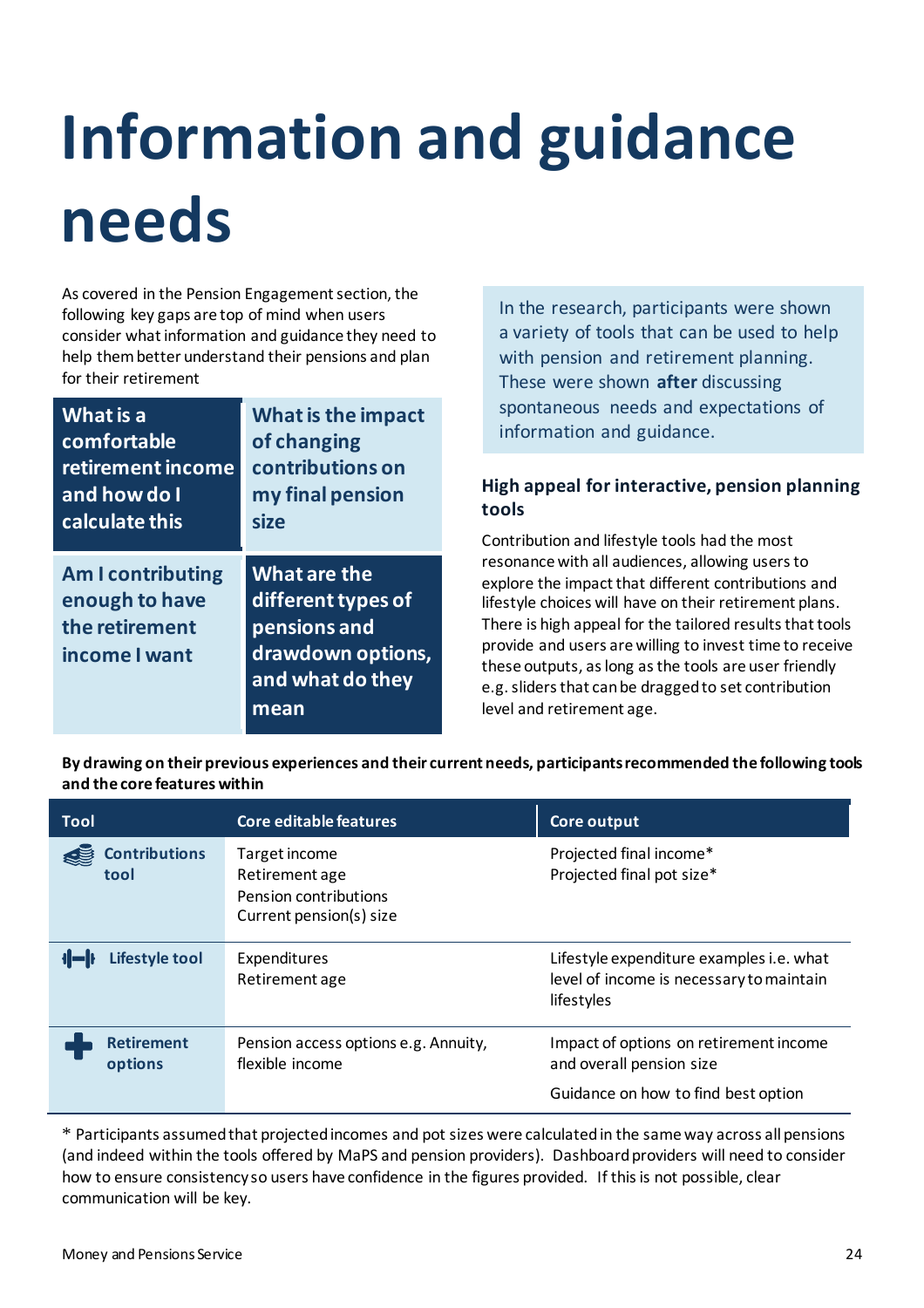# Information and guidance needs

As covered in the Pension Engagement section, the following key gaps are top of mind when users consider what information and guidance they need to help them better understand their pensions and plan for their retirement

| | |
|---|---|
| **What is a comfortable retirement income and how do I calculate this** | **What is the impact of changing contributions on my final pension size** |
| **Am I contributing enough to have the retirement income I want** | **What are the different types of pensions and drawdown options, and what do they mean** |

In the research, participants were shown a variety of tools that can be used to help with pension and retirement planning. These were shown **after** discussing spontaneous needs and expectations of information and guidance.

### High appeal for interactive, pension planning tools

Contribution and lifestyle tools had the most resonance with all audiences, allowing users to explore the impact that different contributions and lifestyle choices will have on their retirement plans. There is high appeal for the tailored results that tools provide and users are willing to invest time to receive these outputs, as long as the tools are user friendly e.g. sliders that can be dragged to set contribution level and retirement age.

**By drawing on their previous experiences and their current needs, participants recommended the following tools and the core features within**

| Tool | Core editable features | Core output |
|---|---|---|
| Contributions tool | Target income<br>Retirement age<br>Pension contributions<br>Current pension(s) size | Projected final income*<br>Projected final pot size* |
| Lifestyle tool | Expenditures<br>Retirement age | Lifestyle expenditure examples i.e. what level of income is necessary to maintain lifestyles |
| Retirement options | Pension access options e.g. Annuity, flexible income | Impact of options on retirement income and overall pension size<br><br>Guidance on how to find best option |

* Participants assumed that projected incomes and pot sizes were calculated in the same way across all pensions (and indeed within the tools offered by MaPS and pension providers). Dashboard providers will need to consider how to ensure consistency so users have confidence in the figures provided. If this is not possible, clear communication will be key.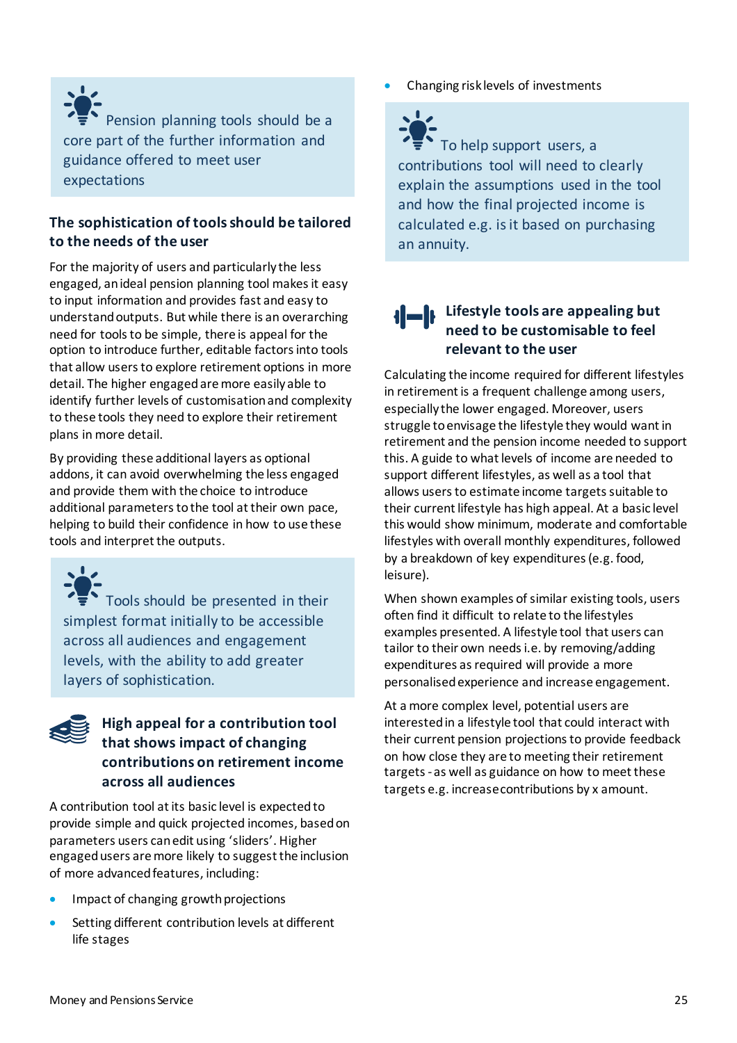> Pension planning tools should be a core part of the further information and guidance offered to meet user expectations

### The sophistication of tools should be tailored to the needs of the user

For the majority of users and particularly the less engaged, an ideal pension planning tool makes it easy to input information and provides fast and easy to understand outputs. But while there is an overarching need for tools to be simple, there is appeal for the option to introduce further, editable factors into tools that allow users to explore retirement options in more detail. The higher engaged are more easily able to identify further levels of customisation and complexity to these tools they need to explore their retirement plans in more detail.

By providing these additional layers as optional addons, it can avoid overwhelming the less engaged and provide them with the choice to introduce additional parameters to the tool at their own pace, helping to build their confidence in how to use these tools and interpret the outputs.

> Tools should be presented in their simplest format initially to be accessible across all audiences and engagement levels, with the ability to add greater layers of sophistication.

### High appeal for a contribution tool that shows impact of changing contributions on retirement income across all audiences

A contribution tool at its basic level is expected to provide simple and quick projected incomes, based on parameters users can edit using 'sliders'. Higher engaged users are more likely to suggest the inclusion of more advanced features, including:

- Impact of changing growth projections
- Setting different contribution levels at different life stages
- Changing risk levels of investments

> To help support users, a contributions tool will need to clearly explain the assumptions used in the tool and how the final projected income is calculated e.g. is it based on purchasing an annuity.

### Lifestyle tools are appealing but need to be customisable to feel relevant to the user

Calculating the income required for different lifestyles in retirement is a frequent challenge among users, especially the lower engaged. Moreover, users struggle to envisage the lifestyle they would want in retirement and the pension income needed to support this. A guide to what levels of income are needed to support different lifestyles, as well as a tool that allows users to estimate income targets suitable to their current lifestyle has high appeal. At a basic level this would show minimum, moderate and comfortable lifestyles with overall monthly expenditures, followed by a breakdown of key expenditures (e.g. food, leisure).

When shown examples of similar existing tools, users often find it difficult to relate to the lifestyles examples presented. A lifestyle tool that users can tailor to their own needs i.e. by removing/adding expenditures as required will provide a more personalised experience and increase engagement.

At a more complex level, potential users are interested in a lifestyle tool that could interact with their current pension projections to provide feedback on how close they are to meeting their retirement targets - as well as guidance on how to meet these targets e.g. increase contributions by x amount.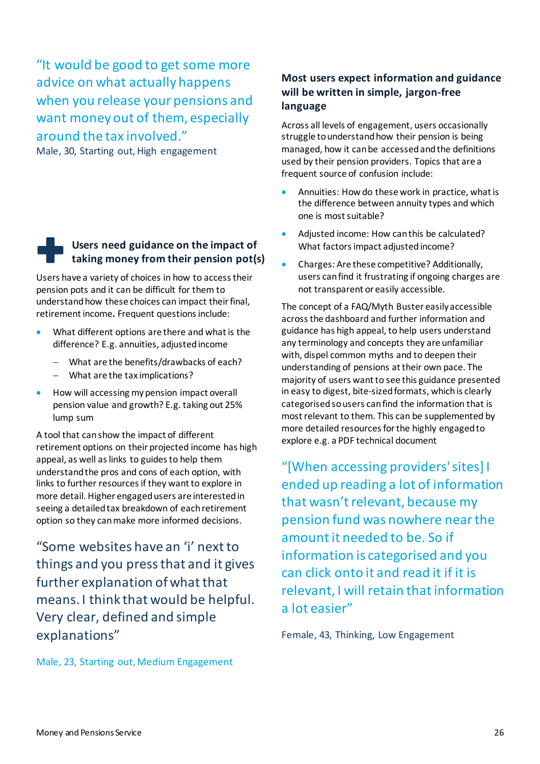"It would be good to get some more advice on what actually happens when you release your pensions and want money out of them, especially around the tax involved."

Male, 30, Starting out, High engagement

## Users need guidance on the impact of taking money from their pension pot(s)

Users have a variety of choices in how to access their pension pots and it can be difficult for them to understand how these choices can impact their final, retirement income. Frequent questions include:

- What different options are there and what is the difference? E.g. annuities, adjusted income
  - What are the benefits/drawbacks of each?
  - What are the tax implications?
- How will accessing my pension impact overall pension value and growth? E.g. taking out 25% lump sum

A tool that can show the impact of different retirement options on their projected income has high appeal, as well as links to guides to help them understand the pros and cons of each option, with links to further resources if they want to explore in more detail. Higher engaged users are interested in seeing a detailed tax breakdown of each retirement option so they can make more informed decisions.

"Some websites have an 'i' next to things and you press that and it gives further explanation of what that means. I think that would be helpful. Very clear, defined and simple explanations"

Male, 23, Starting out, Medium Engagement

## Most users expect information and guidance will be written in simple, jargon-free language

Across all levels of engagement, users occasionally struggle to understand how their pension is being managed, how it can be accessed and the definitions used by their pension providers. Topics that are a frequent source of confusion include:

- Annuities: How do these work in practice, what is the difference between annuity types and which one is most suitable?
- Adjusted income: How can this be calculated? What factors impact adjusted income?
- Charges: Are these competitive? Additionally, users can find it frustrating if ongoing charges are not transparent or easily accessible.

The concept of a FAQ/Myth Buster easily accessible across the dashboard and further information and guidance has high appeal, to help users understand any terminology and concepts they are unfamiliar with, dispel common myths and to deepen their understanding of pensions at their own pace. The majority of users want to see this guidance presented in easy to digest, bite-sized formats, which is clearly categorised so users can find the information that is most relevant to them. This can be supplemented by more detailed resources for the highly engaged to explore e.g. a PDF technical document

"[When accessing providers' sites] I ended up reading a lot of information that wasn't relevant, because my pension fund was nowhere near the amount it needed to be. So if information is categorised and you can click onto it and read it if it is relevant, I will retain that information a lot easier"

Female, 43, Thinking, Low Engagement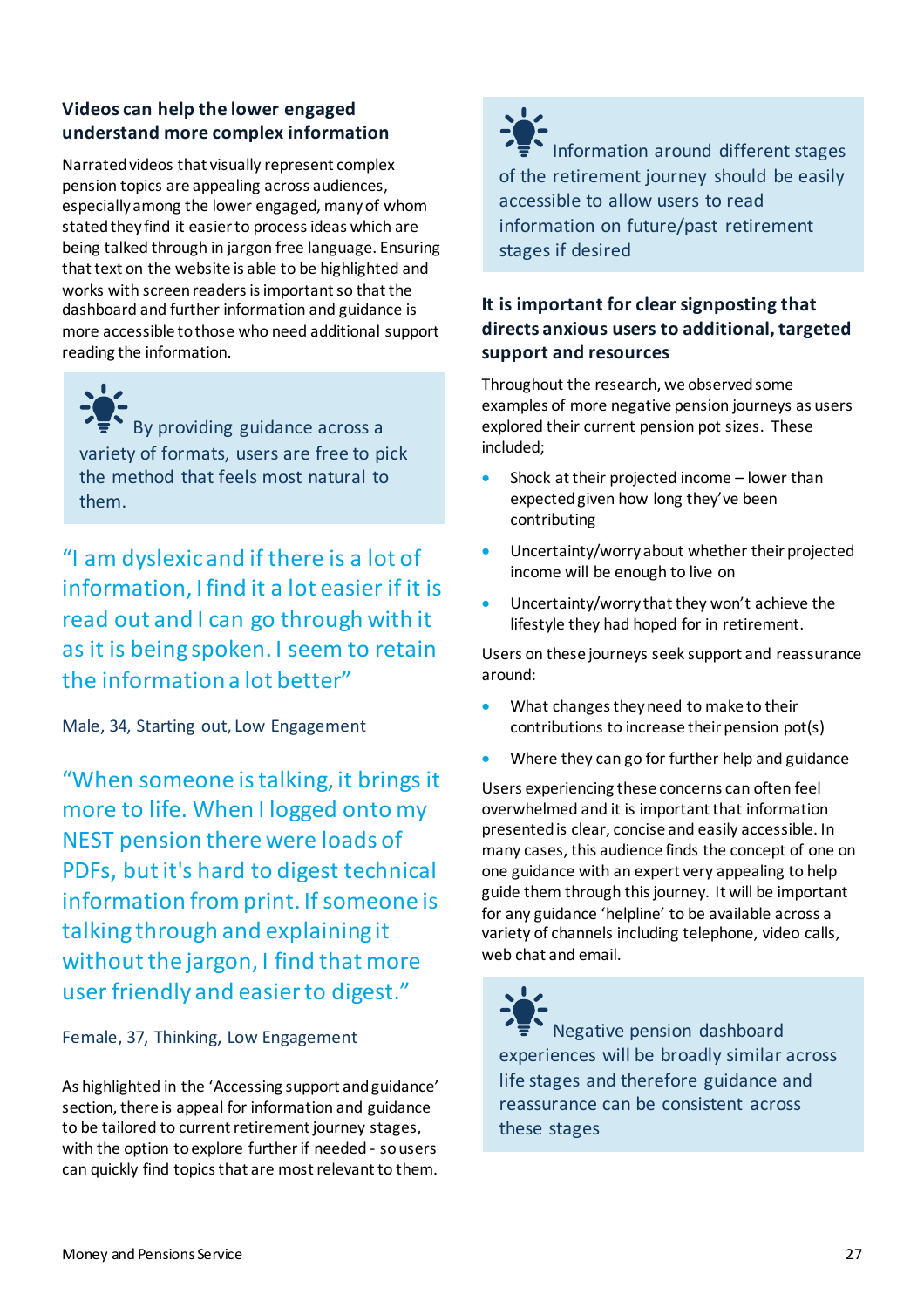### Videos can help the lower engaged understand more complex information

Narrated videos that visually represent complex pension topics are appealing across audiences, especially among the lower engaged, many of whom stated they find it easier to process ideas which are being talked through in jargon free language. Ensuring that text on the website is able to be highlighted and works with screen readers is important so that the dashboard and further information and guidance is more accessible to those who need additional support reading the information.

> By providing guidance across a variety of formats, users are free to pick the method that feels most natural to them.

> "I am dyslexic and if there is a lot of information, I find it a lot easier if it is read out and I can go through with it as it is being spoken. I seem to retain the information a lot better"

Male, 34, Starting out, Low Engagement

> "When someone is talking, it brings it more to life. When I logged onto my NEST pension there were loads of PDFs, but it's hard to digest technical information from print. If someone is talking through and explaining it without the jargon, I find that more user friendly and easier to digest."

Female, 37, Thinking, Low Engagement

As highlighted in the 'Accessing support and guidance' section, there is appeal for information and guidance to be tailored to current retirement journey stages, with the option to explore further if needed - so users can quickly find topics that are most relevant to them.

> Information around different stages of the retirement journey should be easily accessible to allow users to read information on future/past retirement stages if desired

### It is important for clear signposting that directs anxious users to additional, targeted support and resources

Throughout the research, we observed some examples of more negative pension journeys as users explored their current pension pot sizes. These included;

- Shock at their projected income – lower than expected given how long they've been contributing
- Uncertainty/worry about whether their projected income will be enough to live on
- Uncertainty/worry that they won't achieve the lifestyle they had hoped for in retirement.

Users on these journeys seek support and reassurance around:

- What changes they need to make to their contributions to increase their pension pot(s)
- Where they can go for further help and guidance

Users experiencing these concerns can often feel overwhelmed and it is important that information presented is clear, concise and easily accessible. In many cases, this audience finds the concept of one on one guidance with an expert very appealing to help guide them through this journey. It will be important for any guidance 'helpline' to be available across a variety of channels including telephone, video calls, web chat and email.

> Negative pension dashboard experiences will be broadly similar across life stages and therefore guidance and reassurance can be consistent across these stages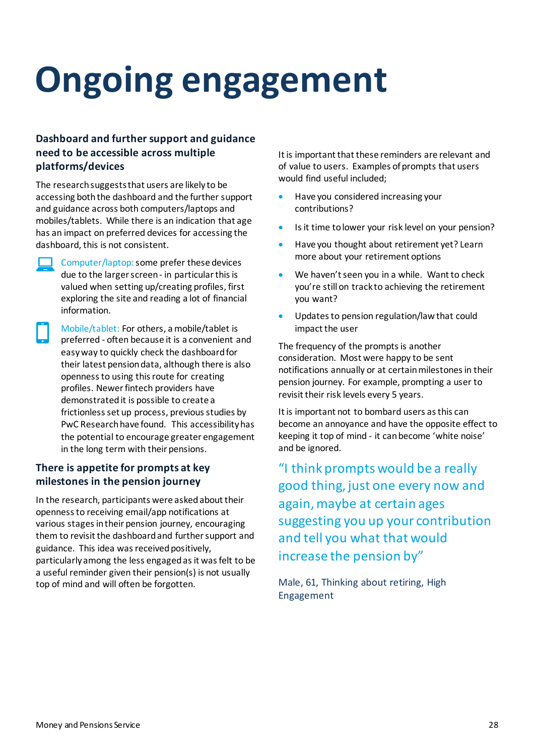# Ongoing engagement

### Dashboard and further support and guidance need to be accessible across multiple platforms/devices

The research suggests that users are likely to be accessing both the dashboard and the further support and guidance across both computers/laptops and mobiles/tablets. While there is an indication that age has an impact on preferred devices for accessing the dashboard, this is not consistent.

Computer/laptop: some prefer these devices due to the larger screen - in particular this is valued when setting up/creating profiles, first exploring the site and reading a lot of financial information.

Mobile/tablet: For others, a mobile/tablet is preferred - often because it is a convenient and easy way to quickly check the dashboard for their latest pension data, although there is also openness to using this route for creating profiles. Newer fintech providers have demonstrated it is possible to create a frictionless set up process, previous studies by PwC Research have found. This accessibility has the potential to encourage greater engagement in the long term with their pensions.

### There is appetite for prompts at key milestones in the pension journey

In the research, participants were asked about their openness to receiving email/app notifications at various stages in their pension journey, encouraging them to revisit the dashboard and further support and guidance. This idea was received positively, particularly among the less engaged as it was felt to be a useful reminder given their pension(s) is not usually top of mind and will often be forgotten.

It is important that these reminders are relevant and of value to users. Examples of prompts that users would find useful included;

- Have you considered increasing your contributions?
- Is it time to lower your risk level on your pension?
- Have you thought about retirement yet? Learn more about your retirement options
- We haven't seen you in a while. Want to check you're still on track to achieving the retirement you want?
- Updates to pension regulation/law that could impact the user

The frequency of the prompts is another consideration. Most were happy to be sent notifications annually or at certain milestones in their pension journey. For example, prompting a user to revisit their risk levels every 5 years.

It is important not to bombard users as this can become an annoyance and have the opposite effect to keeping it top of mind - it can become 'white noise' and be ignored.

"I think prompts would be a really good thing, just one every now and again, maybe at certain ages suggesting you up your contribution and tell you what that would increase the pension by"

Male, 61, Thinking about retiring, High Engagement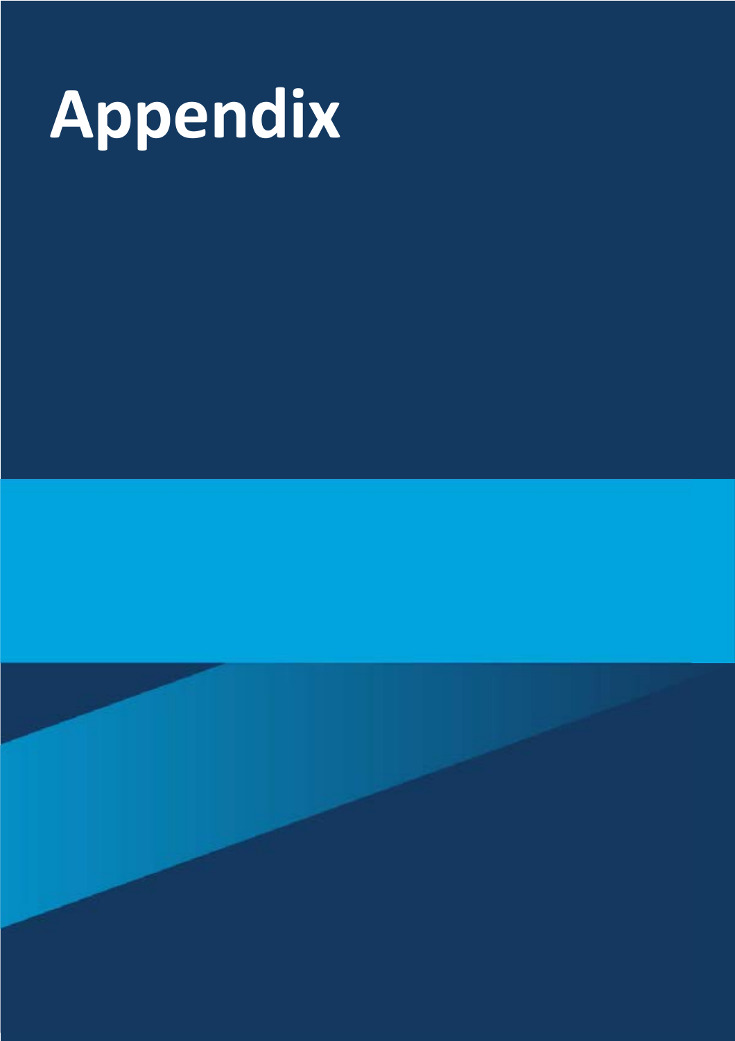# Appendix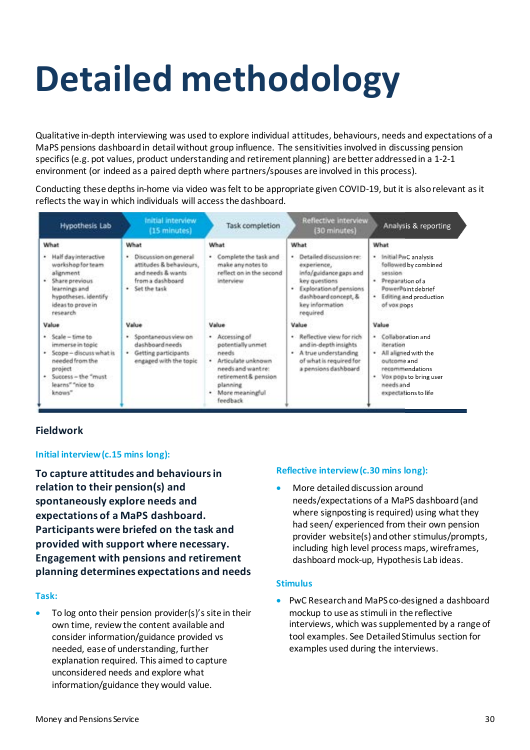# Detailed methodology

Qualitative in-depth interviewing was used to explore individual attitudes, behaviours, needs and expectations of a MaPS pensions dashboard in detail without group influence. The sensitivities involved in discussing pension specifics (e.g. pot values, product understanding and retirement planning) are better addressed in a 1-2-1 environment (or indeed as a paired depth where partners/spouses are involved in this process).

Conducting these depths in-home via video was felt to be appropriate given COVID-19, but it is also relevant as it reflects the way in which individuals will access the dashboard.

| Hypothesis Lab | Initial interview (15 minutes) | Task completion | Reflective interview (30 minutes) | Analysis & reporting |
|---|---|---|---|---|
| **What**<br>• Half day interactive workshop for team alignment<br>• Share previous learnings and hypotheses. identify ideas to prove in research | **What**<br>• Discussion on general attitudes & behaviours, and needs & wants from a dashboard<br>• Set the task | **What**<br>• Complete the task and make any notes to reflect on in the second interview | **What**<br>• Detailed discussion re: experience, info/guidance gaps and key questions<br>• Exploration of pensions dashboard concept, & key information required | **What**<br>• Initial PwC analysis followed by combined session<br>• Preparation of a PowerPoint debrief<br>• Editing and production of vox pops |
| **Value**<br>• Scale – time to immerse in topic<br>• Scope – discuss what is needed from the project<br>• Success – the "must learns" "nice to knows" | **Value**<br>• Spontaneous view on dashboard needs<br>• Getting participants engaged with the topic | **Value**<br>• Accessing of potentially unmet needs<br>• Articulate unknown needs and want re: retirement & pension planning<br>• More meaningful feedback | **Value**<br>• Reflective view for rich and in-depth insights<br>• A true understanding of what is required for a pensions dashboard | **Value**<br>• Collaboration and iteration<br>• All aligned with the outcome and recommendations<br>• Vox pops to bring user needs and expectations to life |

### Fieldwork

**Initial interview (c.15 mins long):**

**To capture attitudes and behaviours in relation to their pension(s) and spontaneously explore needs and expectations of a MaPS dashboard. Participants were briefed on the task and provided with support where necessary. Engagement with pensions and retirement planning determines expectations and needs**

**Task:**

- To log onto their pension provider(s)'s site in their own time, review the content available and consider information/guidance provided vs needed, ease of understanding, further explanation required. This aimed to capture unconsidered needs and explore what information/guidance they would value.

**Reflective interview (c.30 mins long):**

- More detailed discussion around needs/expectations of a MaPS dashboard (and where signposting is required) using what they had seen/ experienced from their own pension provider website(s) and other stimulus/prompts, including high level process maps, wireframes, dashboard mock-up, Hypothesis Lab ideas.

**Stimulus**

- PwC Research and MaPS co-designed a dashboard mockup to use as stimuli in the reflective interviews, which was supplemented by a range of tool examples. See Detailed Stimulus section for examples used during the interviews.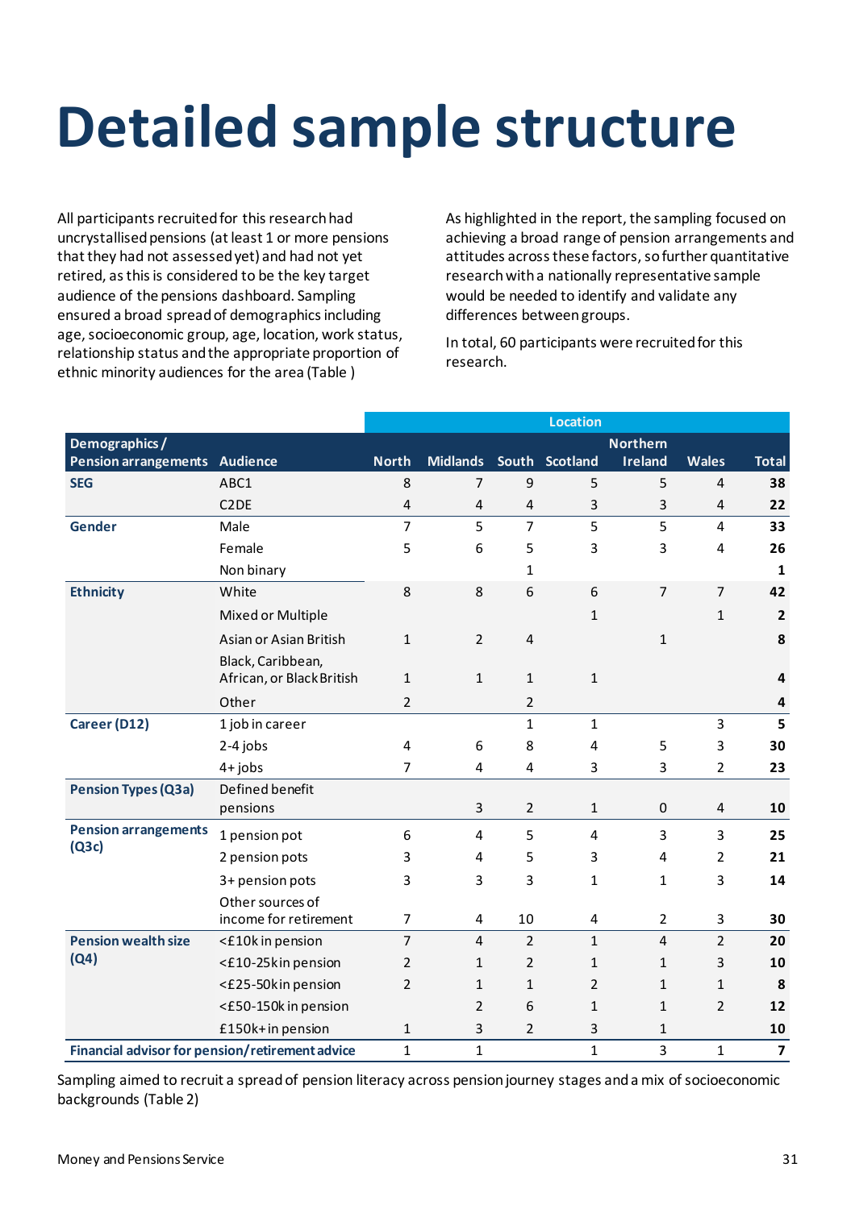# Detailed sample structure

All participants recruited for this research had uncrystallised pensions (at least 1 or more pensions that they had not assessed yet) and had not yet retired, as this is considered to be the key target audience of the pensions dashboard. Sampling ensured a broad spread of demographics including age, socioeconomic group, age, location, work status, relationship status and the appropriate proportion of ethnic minority audiences for the area (Table )

As highlighted in the report, the sampling focused on achieving a broad range of pension arrangements and attitudes across these factors, so further quantitative research with a nationally representative sample would be needed to identify and validate any differences between groups.

In total, 60 participants were recruited for this research.

| | | Location | | | | | | |
|---|---|---|---|---|---|---|---|---|
| **Demographics / Pension arrangements** | **Audience** | **North** | **Midlands** | **South** | **Scotland** | **Northern Ireland** | **Wales** | **Total** |
| **SEG** | ABC1 | 8 | 7 | 9 | 5 | 5 | 4 | **38** |
| | C2DE | 4 | 4 | 4 | 3 | 3 | 4 | **22** |
| **Gender** | Male | 7 | 5 | 7 | 5 | 5 | 4 | **33** |
| | Female | 5 | 6 | 5 | 3 | 3 | 4 | **26** |
| | Non binary | | | 1 | | | | **1** |
| **Ethnicity** | White | 8 | 8 | 6 | 6 | 7 | 7 | **42** |
| | Mixed or Multiple | | | | 1 | | 1 | **2** |
| | Asian or Asian British | 1 | 2 | 4 | | 1 | | **8** |
| | Black, Caribbean, African, or Black British | 1 | 1 | 1 | 1 | | | **4** |
| | Other | 2 | | 2 | | | | **4** |
| **Career (D12)** | 1 job in career | | | 1 | 1 | | 3 | **5** |
| | 2-4 jobs | 4 | 6 | 8 | 4 | 5 | 3 | **30** |
| | 4+ jobs | 7 | 4 | 4 | 3 | 3 | 2 | **23** |
| **Pension Types (Q3a)** | Defined benefit pensions | | 3 | 2 | 1 | 0 | 4 | **10** |
| **Pension arrangements (Q3c)** | 1 pension pot | 6 | 4 | 5 | 4 | 3 | 3 | **25** |
| | 2 pension pots | 3 | 4 | 5 | 3 | 4 | 2 | **21** |
| | 3+ pension pots | 3 | 3 | 3 | 1 | 1 | 3 | **14** |
| | Other sources of income for retirement | 7 | 4 | 10 | 4 | 2 | 3 | **30** |
| **Pension wealth size (Q4)** | <£10k in pension | 7 | 4 | 2 | 1 | 4 | 2 | **20** |
| | <£10-25k in pension | 2 | 1 | 2 | 1 | 1 | 3 | **10** |
| | <£25-50k in pension | 2 | 1 | 1 | 2 | 1 | 1 | **8** |
| | <£50-150k in pension | | 2 | 6 | 1 | 1 | 2 | **12** |
| | £150k+ in pension | 1 | 3 | 2 | 3 | 1 | | **10** |
| **Financial advisor for pension/retirement advice** | | 1 | 1 | | 1 | 3 | 1 | **7** |

Sampling aimed to recruit a spread of pension literacy across pension journey stages and a mix of socioeconomic backgrounds (Table 2)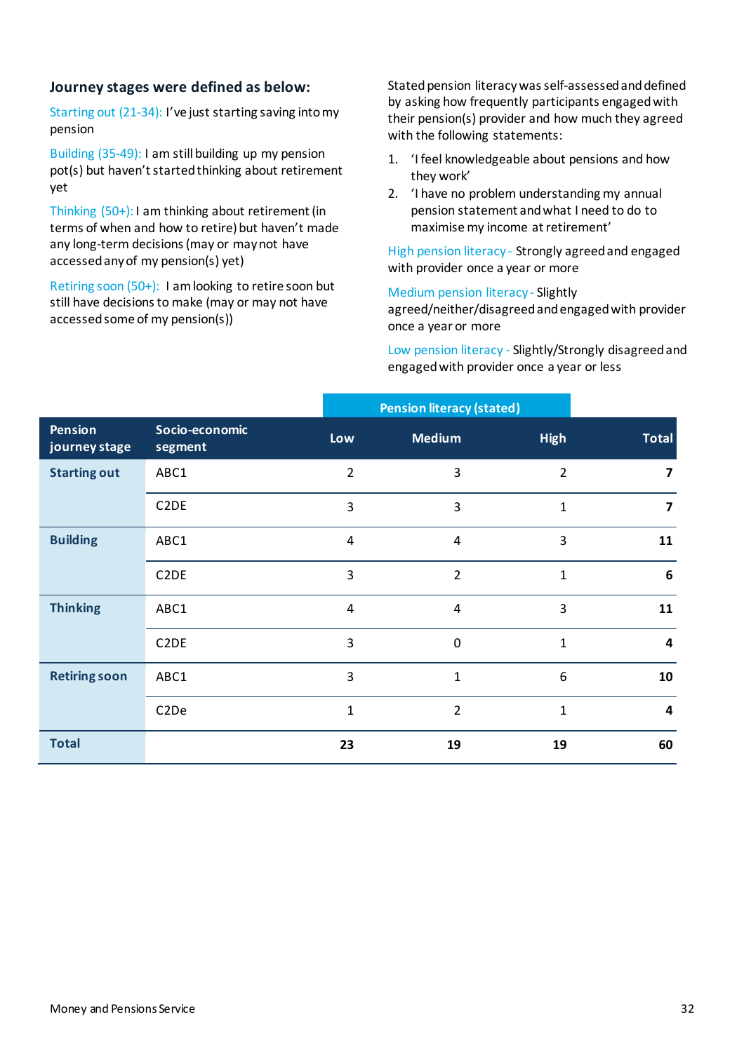## Journey stages were defined as below:

Starting out (21-34): I've just starting saving into my pension

Building (35-49): I am still building up my pension pot(s) but haven't started thinking about retirement yet

Thinking (50+): I am thinking about retirement (in terms of when and how to retire) but haven't made any long-term decisions (may or may not have accessed any of my pension(s) yet)

Retiring soon (50+): I am looking to retire soon but still have decisions to make (may or may not have accessed some of my pension(s))

Stated pension literacy was self-assessed and defined by asking how frequently participants engaged with their pension(s) provider and how much they agreed with the following statements:

1. 'I feel knowledgeable about pensions and how they work'
2. 'I have no problem understanding my annual pension statement and what I need to do to maximise my income at retirement'

High pension literacy - Strongly agreed and engaged with provider once a year or more

Medium pension literacy - Slightly agreed/neither/disagreed and engaged with provider once a year or more

Low pension literacy - Slightly/Strongly disagreed and engaged with provider once a year or less

| | | Pension literacy (stated) | | | |
|---|---|---|---|---|---|
| **Pension journey stage** | **Socio-economic segment** | **Low** | **Medium** | **High** | **Total** |
| **Starting out** | ABC1 | 2 | 3 | 2 | **7** |
| | C2DE | 3 | 3 | 1 | **7** |
| **Building** | ABC1 | 4 | 4 | 3 | **11** |
| | C2DE | 3 | 2 | 1 | **6** |
| **Thinking** | ABC1 | 4 | 4 | 3 | **11** |
| | C2DE | 3 | 0 | 1 | **4** |
| **Retiring soon** | ABC1 | 3 | 1 | 6 | **10** |
| | C2De | 1 | 2 | 1 | **4** |
| **Total** | | **23** | **19** | **19** | **60** |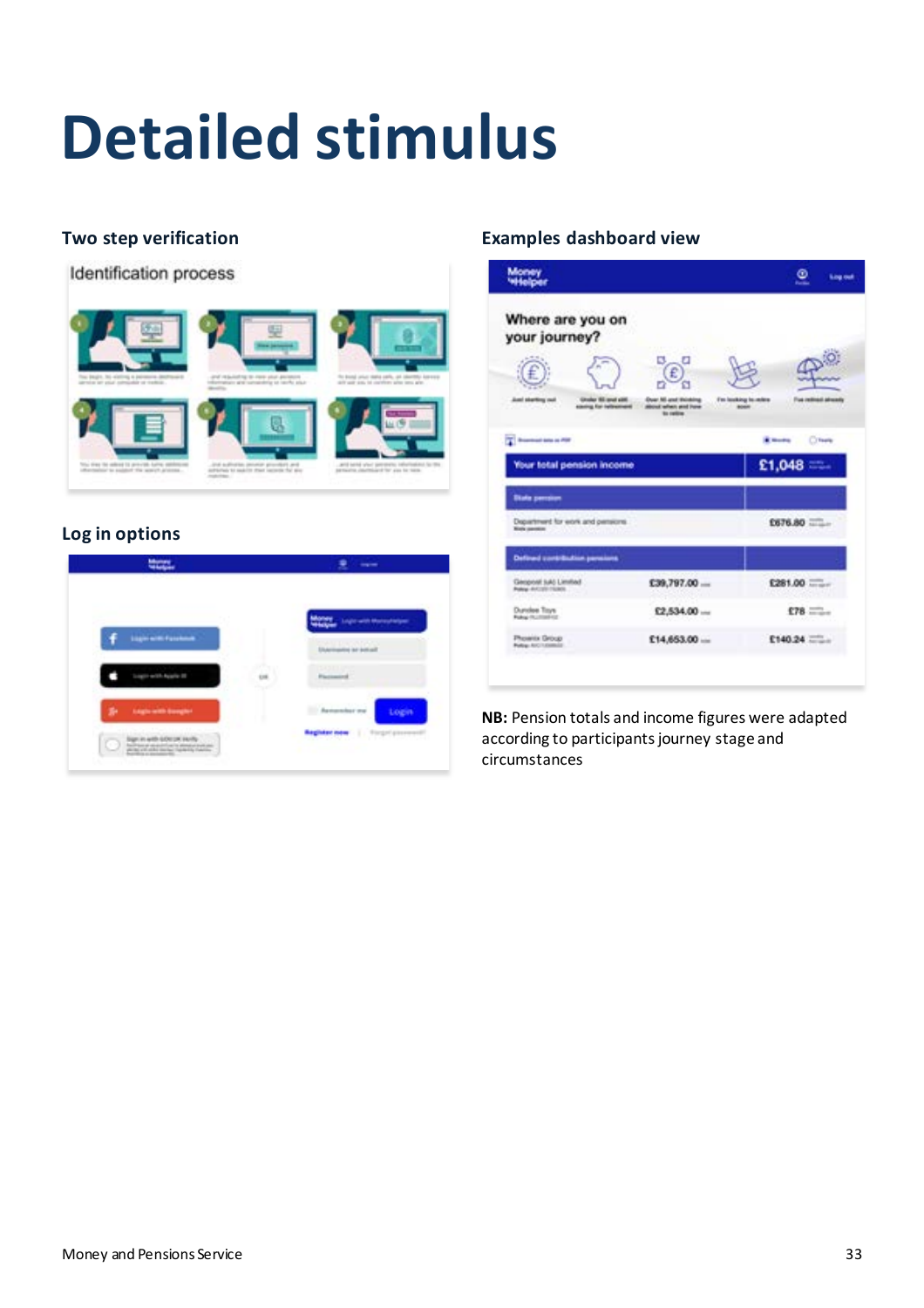# Detailed stimulus

### Two step verification

### Log in options

### Examples dashboard view

**NB:** Pension totals and income figures were adapted according to participants journey stage and circumstances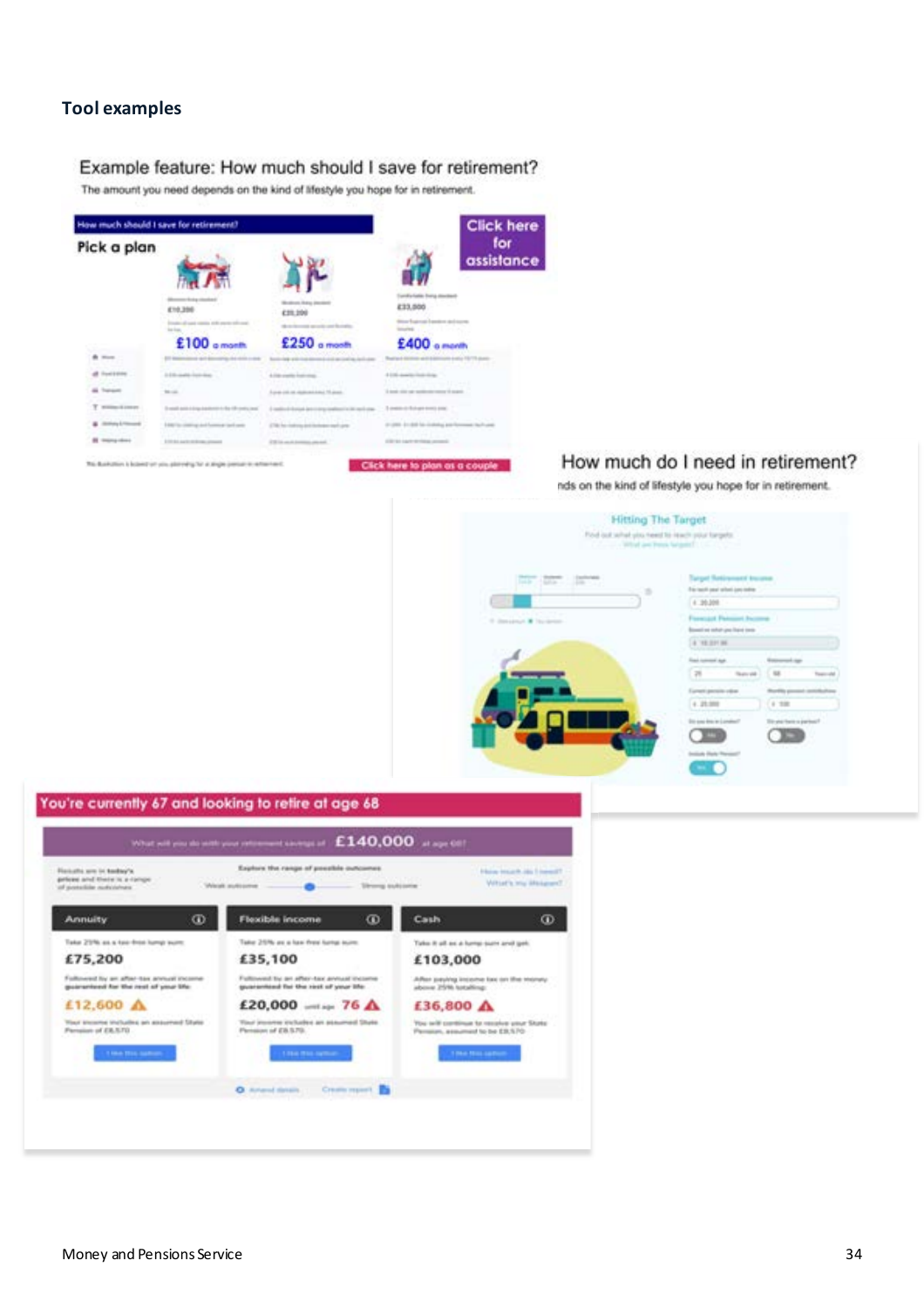## Tool examples

Example feature: How much should I save for retirement?

The amount you need depends on the kind of lifestyle you hope for in retirement.

How much should I save for retirement?

Pick a plan

Click here for assistance

£100 a month

£250 a month

£400 a month

Click here to plan as a couple

How much do I need in retirement?

nds on the kind of lifestyle you hope for in retirement.

Hitting The Target

You're currently 67 and looking to retire at age 68

What will you do with your retirement savings of £140,000 at age 68?

Annuity

£75,200

£12,600

Flexible income

£35,100

£20,000 until age 76

Cash

£103,000

£36,800